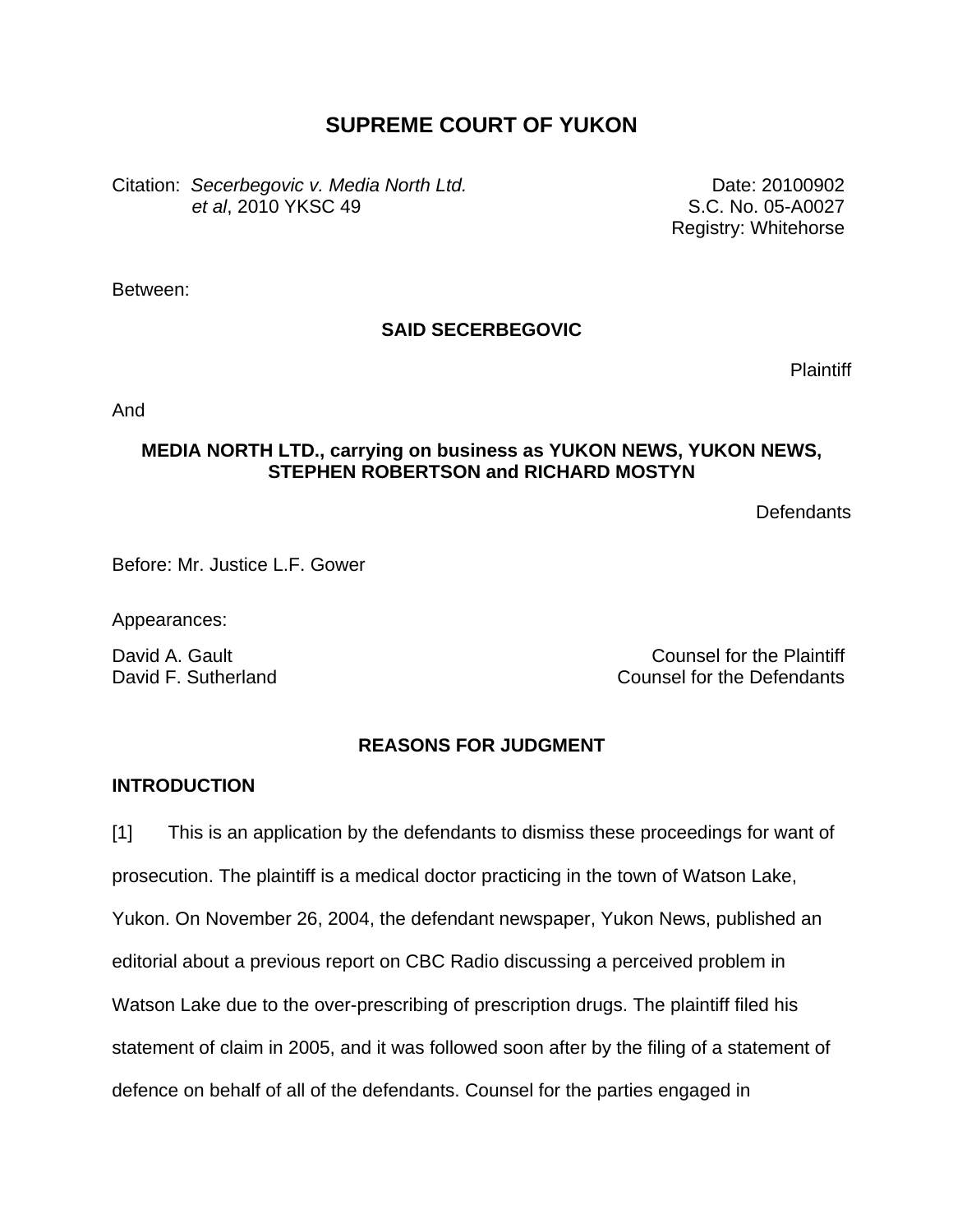# SUPREME COURT OF YUKON

Citation: *Secerbegovic v. Media North Ltd. et al*, 2010 YKSC 49

Date: 20100902
S.C. No. 05-A0027
Registry: Whitehorse

Between:

**SAID SECERBEGOVIC**

Plaintiff

And

**MEDIA NORTH LTD., carrying on business as YUKON NEWS, YUKON NEWS, STEPHEN ROBERTSON and RICHARD MOSTYN**

Defendants

Before: Mr. Justice L.F. Gower

Appearances:

David A. Gault — Counsel for the Plaintiff
David F. Sutherland — Counsel for the Defendants

## REASONS FOR JUDGMENT

### INTRODUCTION

[1] This is an application by the defendants to dismiss these proceedings for want of prosecution. The plaintiff is a medical doctor practicing in the town of Watson Lake, Yukon. On November 26, 2004, the defendant newspaper, Yukon News, published an editorial about a previous report on CBC Radio discussing a perceived problem in Watson Lake due to the over-prescribing of prescription drugs. The plaintiff filed his statement of claim in 2005, and it was followed soon after by the filing of a statement of defence on behalf of all of the defendants. Counsel for the parties engaged in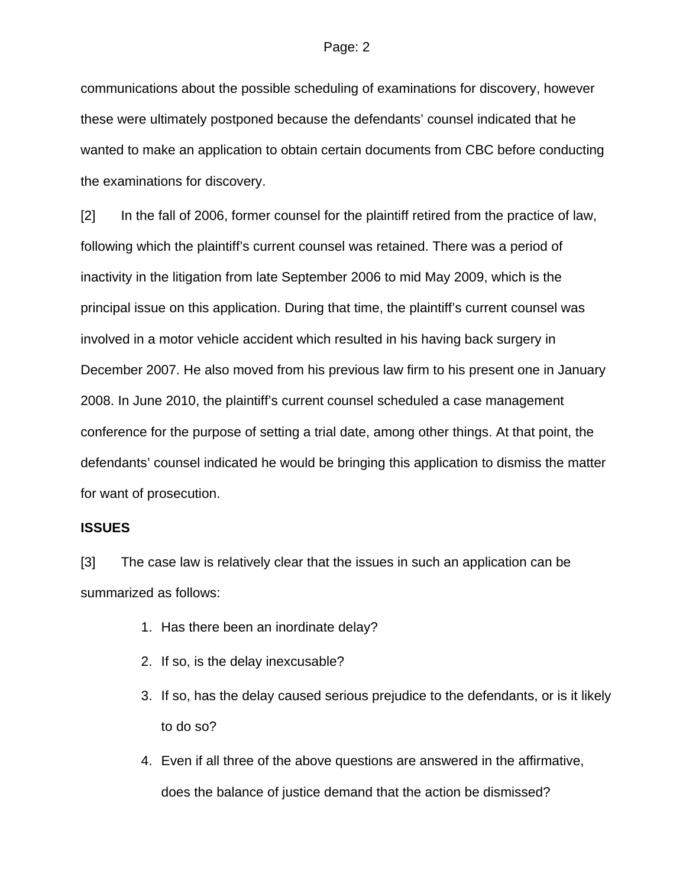communications about the possible scheduling of examinations for discovery, however these were ultimately postponed because the defendants' counsel indicated that he wanted to make an application to obtain certain documents from CBC before conducting the examinations for discovery.

[2] In the fall of 2006, former counsel for the plaintiff retired from the practice of law, following which the plaintiff's current counsel was retained. There was a period of inactivity in the litigation from late September 2006 to mid May 2009, which is the principal issue on this application. During that time, the plaintiff's current counsel was involved in a motor vehicle accident which resulted in his having back surgery in December 2007. He also moved from his previous law firm to his present one in January 2008. In June 2010, the plaintiff's current counsel scheduled a case management conference for the purpose of setting a trial date, among other things. At that point, the defendants' counsel indicated he would be bringing this application to dismiss the matter for want of prosecution.

**ISSUES**

[3] The case law is relatively clear that the issues in such an application can be summarized as follows:

1. Has there been an inordinate delay?
2. If so, is the delay inexcusable?
3. If so, has the delay caused serious prejudice to the defendants, or is it likely to do so?
4. Even if all three of the above questions are answered in the affirmative, does the balance of justice demand that the action be dismissed?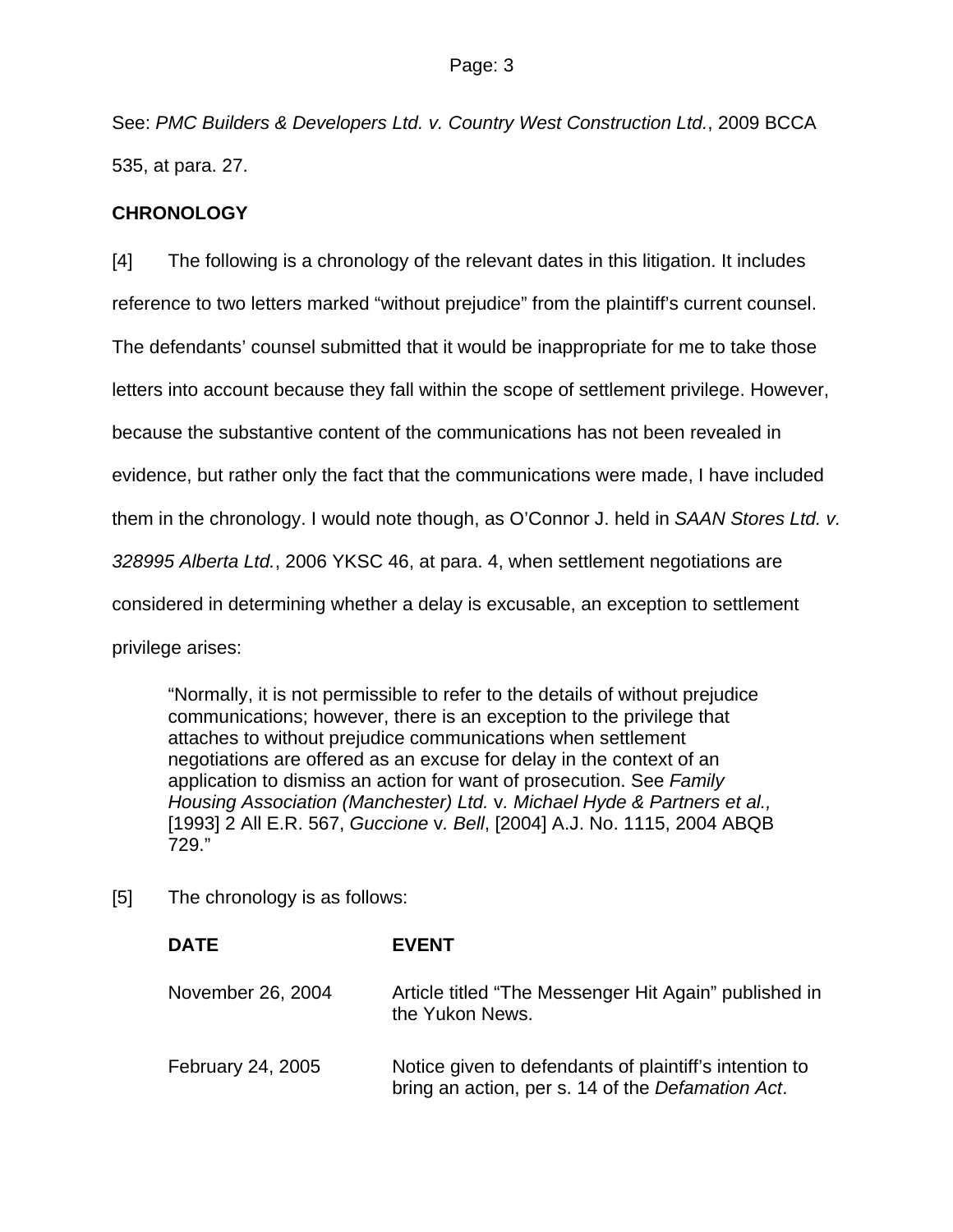See: *PMC Builders & Developers Ltd. v. Country West Construction Ltd.*, 2009 BCCA 535, at para. 27.

**CHRONOLOGY**

[4] The following is a chronology of the relevant dates in this litigation. It includes reference to two letters marked "without prejudice" from the plaintiff's current counsel. The defendants' counsel submitted that it would be inappropriate for me to take those letters into account because they fall within the scope of settlement privilege. However, because the substantive content of the communications has not been revealed in evidence, but rather only the fact that the communications were made, I have included them in the chronology. I would note though, as O'Connor J. held in *SAAN Stores Ltd. v. 328995 Alberta Ltd.*, 2006 YKSC 46, at para. 4, when settlement negotiations are considered in determining whether a delay is excusable, an exception to settlement privilege arises:

> "Normally, it is not permissible to refer to the details of without prejudice communications; however, there is an exception to the privilege that attaches to without prejudice communications when settlement negotiations are offered as an excuse for delay in the context of an application to dismiss an action for want of prosecution. See *Family Housing Association (Manchester) Ltd.* v. *Michael Hyde & Partners et al.,* [1993] 2 All E.R. 567, *Guccione* v. *Bell*, [2004] A.J. No. 1115, 2004 ABQB 729."

[5] The chronology is as follows:

| **DATE** | **EVENT** |
|---|---|
| November 26, 2004 | Article titled "The Messenger Hit Again" published in the Yukon News. |
| February 24, 2005 | Notice given to defendants of plaintiff's intention to bring an action, per s. 14 of the *Defamation Act*. |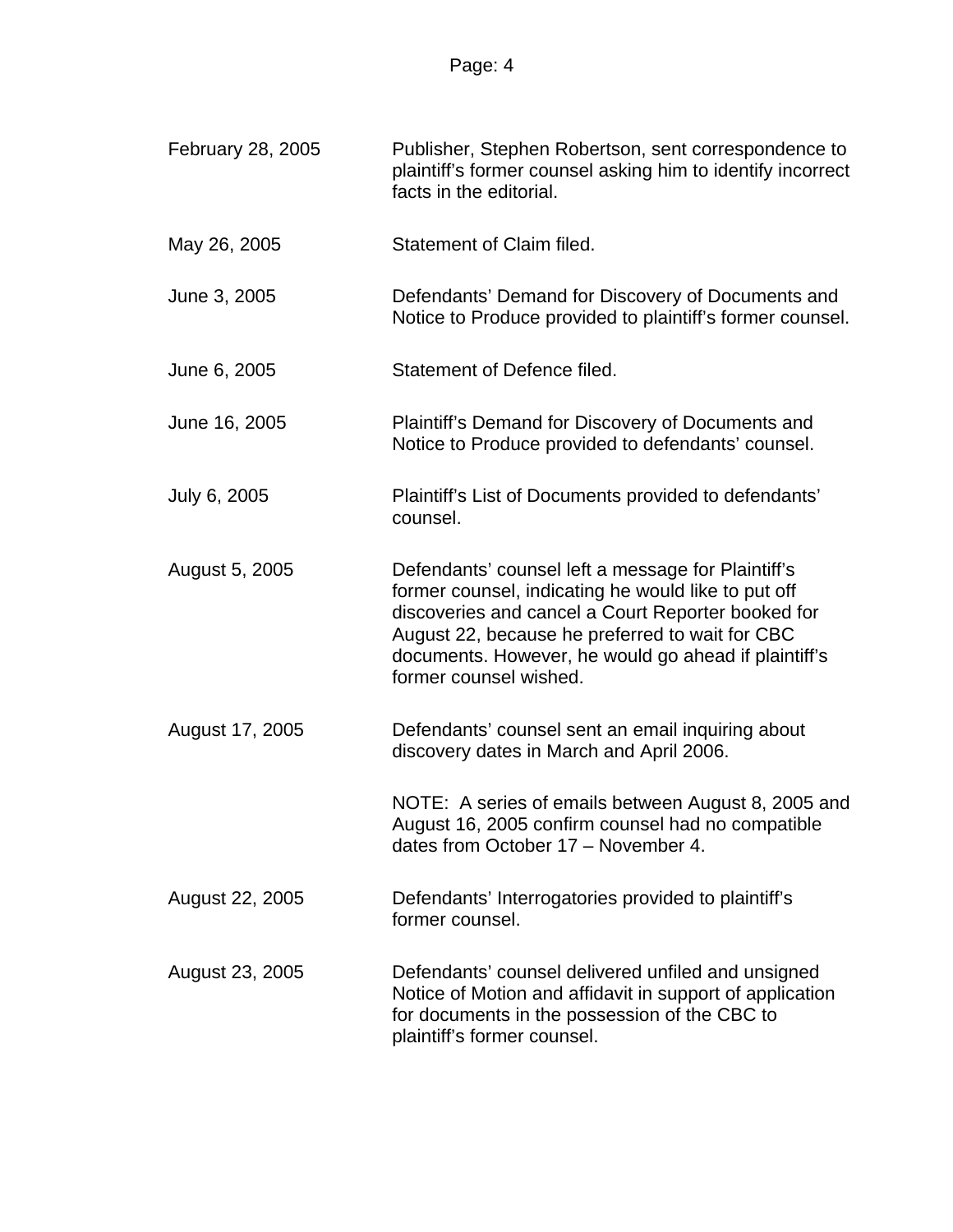| | |
|---|---|
| February 28, 2005 | Publisher, Stephen Robertson, sent correspondence to plaintiff's former counsel asking him to identify incorrect facts in the editorial. |
| May 26, 2005 | Statement of Claim filed. |
| June 3, 2005 | Defendants' Demand for Discovery of Documents and Notice to Produce provided to plaintiff's former counsel. |
| June 6, 2005 | Statement of Defence filed. |
| June 16, 2005 | Plaintiff's Demand for Discovery of Documents and Notice to Produce provided to defendants' counsel. |
| July 6, 2005 | Plaintiff's List of Documents provided to defendants' counsel. |
| August 5, 2005 | Defendants' counsel left a message for Plaintiff's former counsel, indicating he would like to put off discoveries and cancel a Court Reporter booked for August 22, because he preferred to wait for CBC documents. However, he would go ahead if plaintiff's former counsel wished. |
| August 17, 2005 | Defendants' counsel sent an email inquiring about discovery dates in March and April 2006. |
| | NOTE: A series of emails between August 8, 2005 and August 16, 2005 confirm counsel had no compatible dates from October 17 – November 4. |
| August 22, 2005 | Defendants' Interrogatories provided to plaintiff's former counsel. |
| August 23, 2005 | Defendants' counsel delivered unfiled and unsigned Notice of Motion and affidavit in support of application for documents in the possession of the CBC to plaintiff's former counsel. |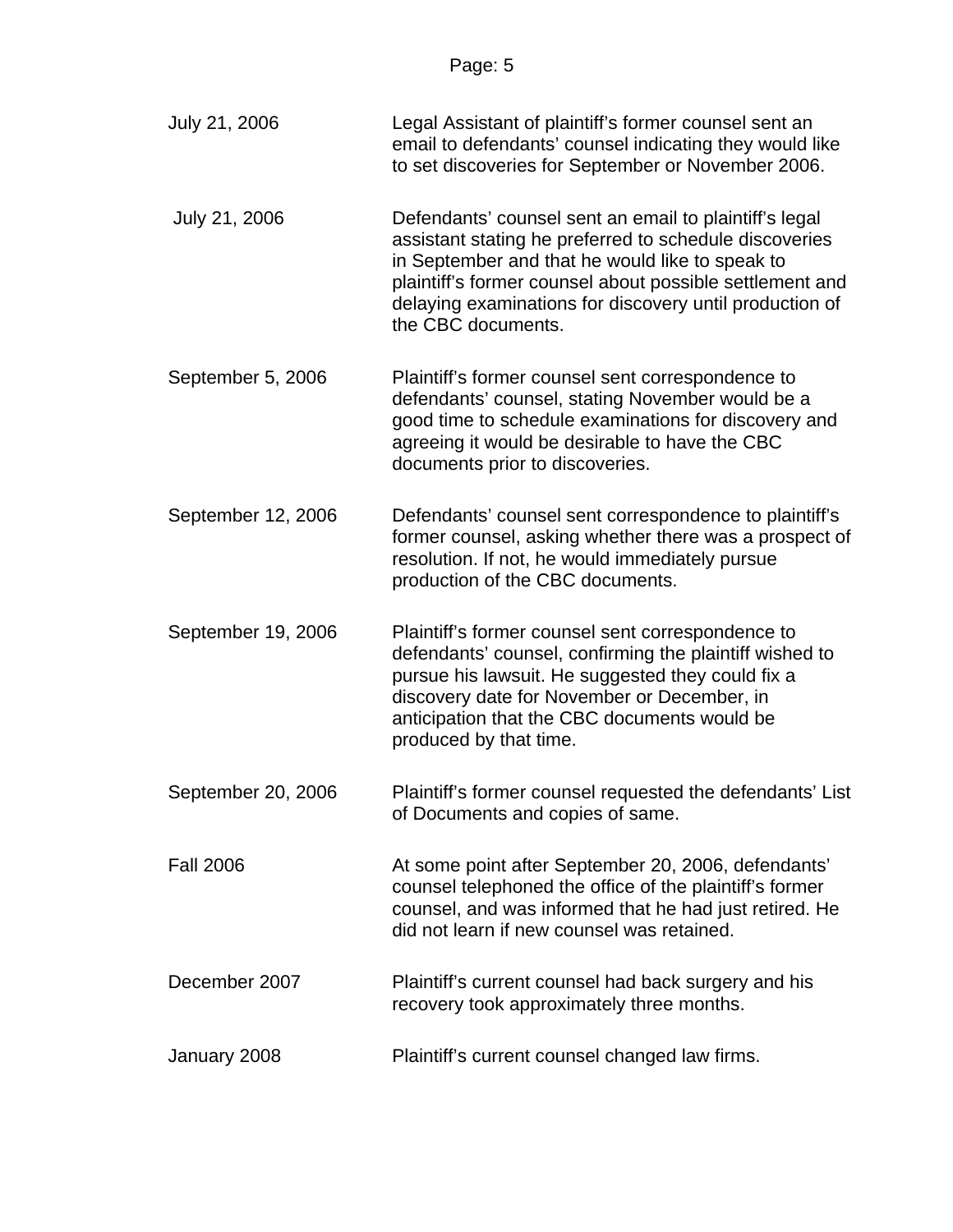| | |
|---|---|
| July 21, 2006 | Legal Assistant of plaintiff's former counsel sent an email to defendants' counsel indicating they would like to set discoveries for September or November 2006. |
| July 21, 2006 | Defendants' counsel sent an email to plaintiff's legal assistant stating he preferred to schedule discoveries in September and that he would like to speak to plaintiff's former counsel about possible settlement and delaying examinations for discovery until production of the CBC documents. |
| September 5, 2006 | Plaintiff's former counsel sent correspondence to defendants' counsel, stating November would be a good time to schedule examinations for discovery and agreeing it would be desirable to have the CBC documents prior to discoveries. |
| September 12, 2006 | Defendants' counsel sent correspondence to plaintiff's former counsel, asking whether there was a prospect of resolution. If not, he would immediately pursue production of the CBC documents. |
| September 19, 2006 | Plaintiff's former counsel sent correspondence to defendants' counsel, confirming the plaintiff wished to pursue his lawsuit. He suggested they could fix a discovery date for November or December, in anticipation that the CBC documents would be produced by that time. |
| September 20, 2006 | Plaintiff's former counsel requested the defendants' List of Documents and copies of same. |
| Fall 2006 | At some point after September 20, 2006, defendants' counsel telephoned the office of the plaintiff's former counsel, and was informed that he had just retired. He did not learn if new counsel was retained. |
| December 2007 | Plaintiff's current counsel had back surgery and his recovery took approximately three months. |
| January 2008 | Plaintiff's current counsel changed law firms. |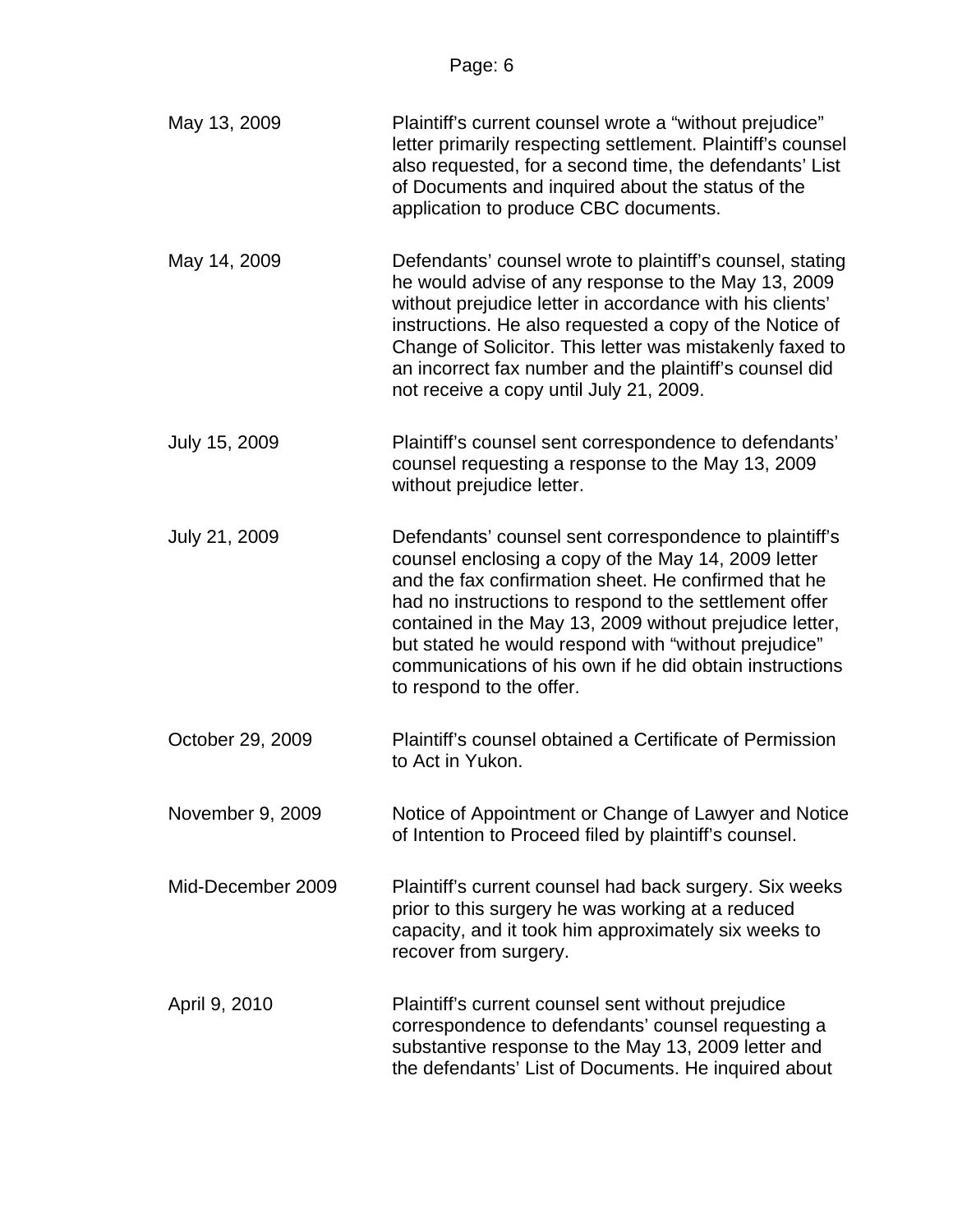| | |
|---|---|
| May 13, 2009 | Plaintiff's current counsel wrote a "without prejudice" letter primarily respecting settlement. Plaintiff's counsel also requested, for a second time, the defendants' List of Documents and inquired about the status of the application to produce CBC documents. |
| May 14, 2009 | Defendants' counsel wrote to plaintiff's counsel, stating he would advise of any response to the May 13, 2009 without prejudice letter in accordance with his clients' instructions. He also requested a copy of the Notice of Change of Solicitor. This letter was mistakenly faxed to an incorrect fax number and the plaintiff's counsel did not receive a copy until July 21, 2009. |
| July 15, 2009 | Plaintiff's counsel sent correspondence to defendants' counsel requesting a response to the May 13, 2009 without prejudice letter. |
| July 21, 2009 | Defendants' counsel sent correspondence to plaintiff's counsel enclosing a copy of the May 14, 2009 letter and the fax confirmation sheet. He confirmed that he had no instructions to respond to the settlement offer contained in the May 13, 2009 without prejudice letter, but stated he would respond with "without prejudice" communications of his own if he did obtain instructions to respond to the offer. |
| October 29, 2009 | Plaintiff's counsel obtained a Certificate of Permission to Act in Yukon. |
| November 9, 2009 | Notice of Appointment or Change of Lawyer and Notice of Intention to Proceed filed by plaintiff's counsel. |
| Mid-December 2009 | Plaintiff's current counsel had back surgery. Six weeks prior to this surgery he was working at a reduced capacity, and it took him approximately six weeks to recover from surgery. |
| April 9, 2010 | Plaintiff's current counsel sent without prejudice correspondence to defendants' counsel requesting a substantive response to the May 13, 2009 letter and the defendants' List of Documents. He inquired about |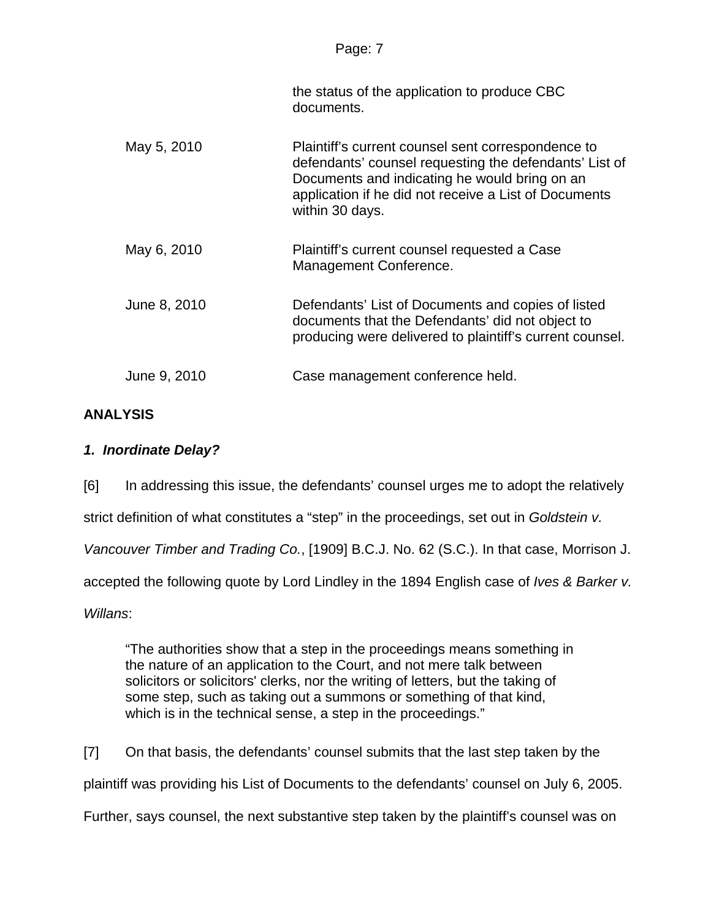| | |
|---|---|
| | the status of the application to produce CBC documents. |
| May 5, 2010 | Plaintiff's current counsel sent correspondence to defendants' counsel requesting the defendants' List of Documents and indicating he would bring on an application if he did not receive a List of Documents within 30 days. |
| May 6, 2010 | Plaintiff's current counsel requested a Case Management Conference. |
| June 8, 2010 | Defendants' List of Documents and copies of listed documents that the Defendants' did not object to producing were delivered to plaintiff's current counsel. |
| June 9, 2010 | Case management conference held. |

## ANALYSIS

### *1. Inordinate Delay?*

[6] In addressing this issue, the defendants' counsel urges me to adopt the relatively strict definition of what constitutes a "step" in the proceedings, set out in *Goldstein v. Vancouver Timber and Trading Co.*, [1909] B.C.J. No. 62 (S.C.). In that case, Morrison J. accepted the following quote by Lord Lindley in the 1894 English case of *Ives & Barker v. Willans*:

> "The authorities show that a step in the proceedings means something in the nature of an application to the Court, and not mere talk between solicitors or solicitors' clerks, nor the writing of letters, but the taking of some step, such as taking out a summons or something of that kind, which is in the technical sense, a step in the proceedings."

[7] On that basis, the defendants' counsel submits that the last step taken by the plaintiff was providing his List of Documents to the defendants' counsel on July 6, 2005. Further, says counsel, the next substantive step taken by the plaintiff's counsel was on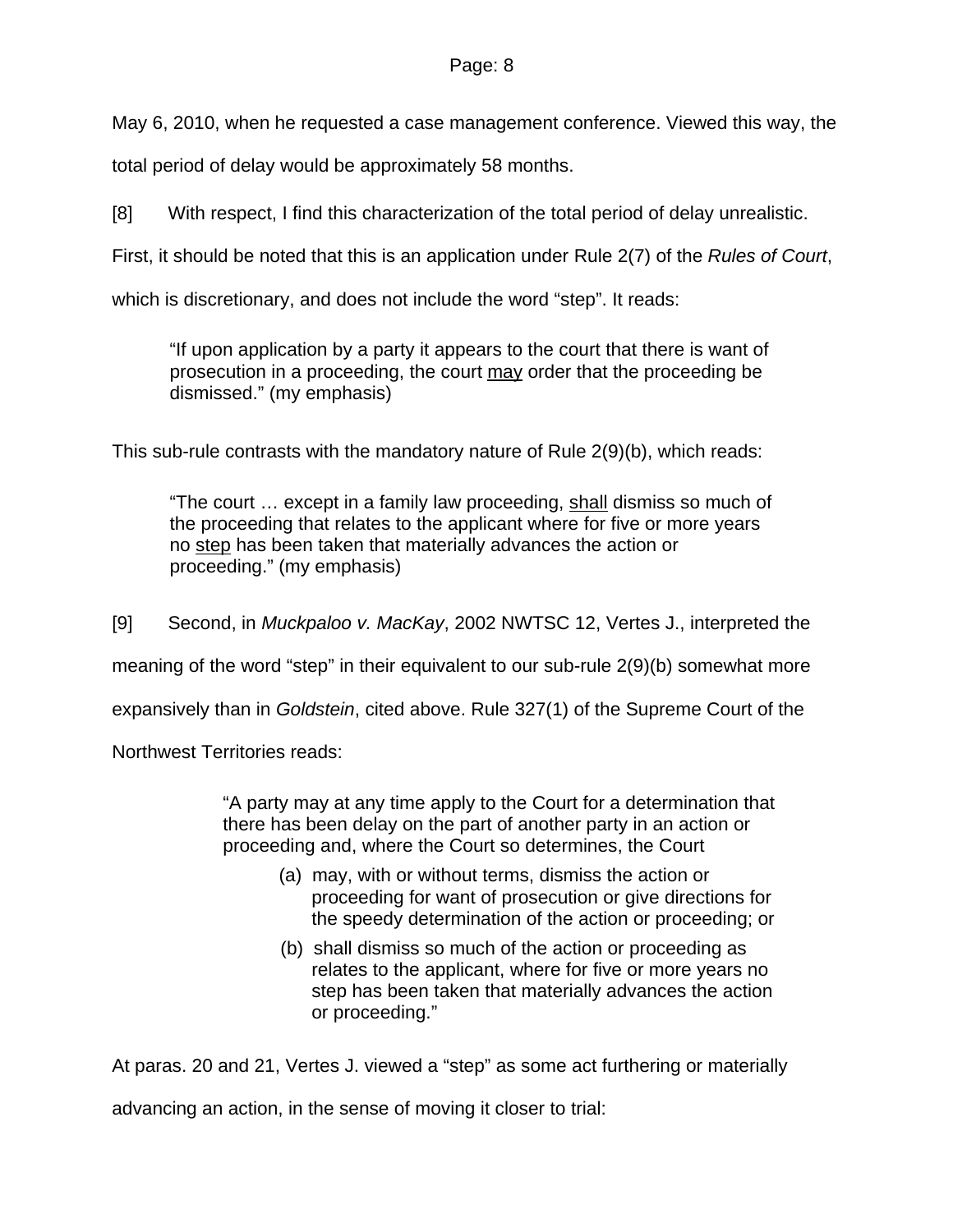May 6, 2010, when he requested a case management conference. Viewed this way, the total period of delay would be approximately 58 months.

[8] With respect, I find this characterization of the total period of delay unrealistic. First, it should be noted that this is an application under Rule 2(7) of the *Rules of Court*, which is discretionary, and does not include the word "step". It reads:

> "If upon application by a party it appears to the court that there is want of prosecution in a proceeding, the court <u>may</u> order that the proceeding be dismissed." (my emphasis)

This sub-rule contrasts with the mandatory nature of Rule 2(9)(b), which reads:

> "The court … except in a family law proceeding, <u>shall</u> dismiss so much of the proceeding that relates to the applicant where for five or more years no <u>step</u> has been taken that materially advances the action or proceeding." (my emphasis)

[9] Second, in *Muckpaloo v. MacKay*, 2002 NWTSC 12, Vertes J., interpreted the meaning of the word "step" in their equivalent to our sub-rule 2(9)(b) somewhat more expansively than in *Goldstein*, cited above. Rule 327(1) of the Supreme Court of the Northwest Territories reads:

> "A party may at any time apply to the Court for a determination that there has been delay on the part of another party in an action or proceeding and, where the Court so determines, the Court
>
> (a) may, with or without terms, dismiss the action or proceeding for want of prosecution or give directions for the speedy determination of the action or proceeding; or
>
> (b) shall dismiss so much of the action or proceeding as relates to the applicant, where for five or more years no step has been taken that materially advances the action or proceeding."

At paras. 20 and 21, Vertes J. viewed a "step" as some act furthering or materially advancing an action, in the sense of moving it closer to trial: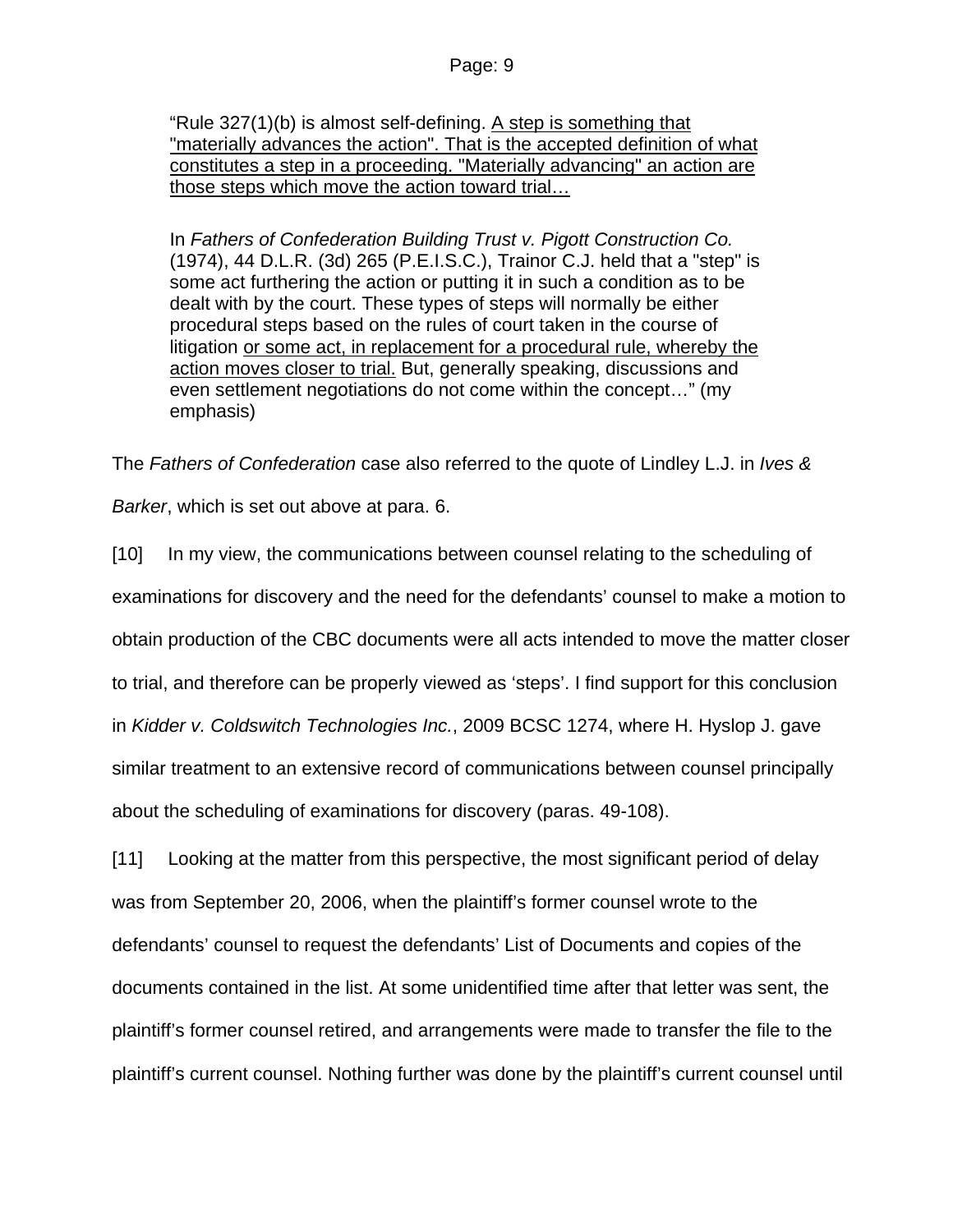> "Rule 327(1)(b) is almost self-defining. <u>A step is something that "materially advances the action". That is the accepted definition of what constitutes a step in a proceeding. "Materially advancing" an action are those steps which move the action toward trial…</u>
>
> In *Fathers of Confederation Building Trust v. Pigott Construction Co.* (1974), 44 D.L.R. (3d) 265 (P.E.I.S.C.), Trainor C.J. held that a "step" is some act furthering the action or putting it in such a condition as to be dealt with by the court. These types of steps will normally be either procedural steps based on the rules of court taken in the course of litigation <u>or some act, in replacement for a procedural rule, whereby the action moves closer to trial.</u> But, generally speaking, discussions and even settlement negotiations do not come within the concept…" (my emphasis)

The *Fathers of Confederation* case also referred to the quote of Lindley L.J. in *Ives & Barker*, which is set out above at para. 6.

[10] In my view, the communications between counsel relating to the scheduling of examinations for discovery and the need for the defendants' counsel to make a motion to obtain production of the CBC documents were all acts intended to move the matter closer to trial, and therefore can be properly viewed as 'steps'. I find support for this conclusion in *Kidder v. Coldswitch Technologies Inc.*, 2009 BCSC 1274, where H. Hyslop J. gave similar treatment to an extensive record of communications between counsel principally about the scheduling of examinations for discovery (paras. 49-108).

[11] Looking at the matter from this perspective, the most significant period of delay was from September 20, 2006, when the plaintiff's former counsel wrote to the defendants' counsel to request the defendants' List of Documents and copies of the documents contained in the list. At some unidentified time after that letter was sent, the plaintiff's former counsel retired, and arrangements were made to transfer the file to the plaintiff's current counsel. Nothing further was done by the plaintiff's current counsel until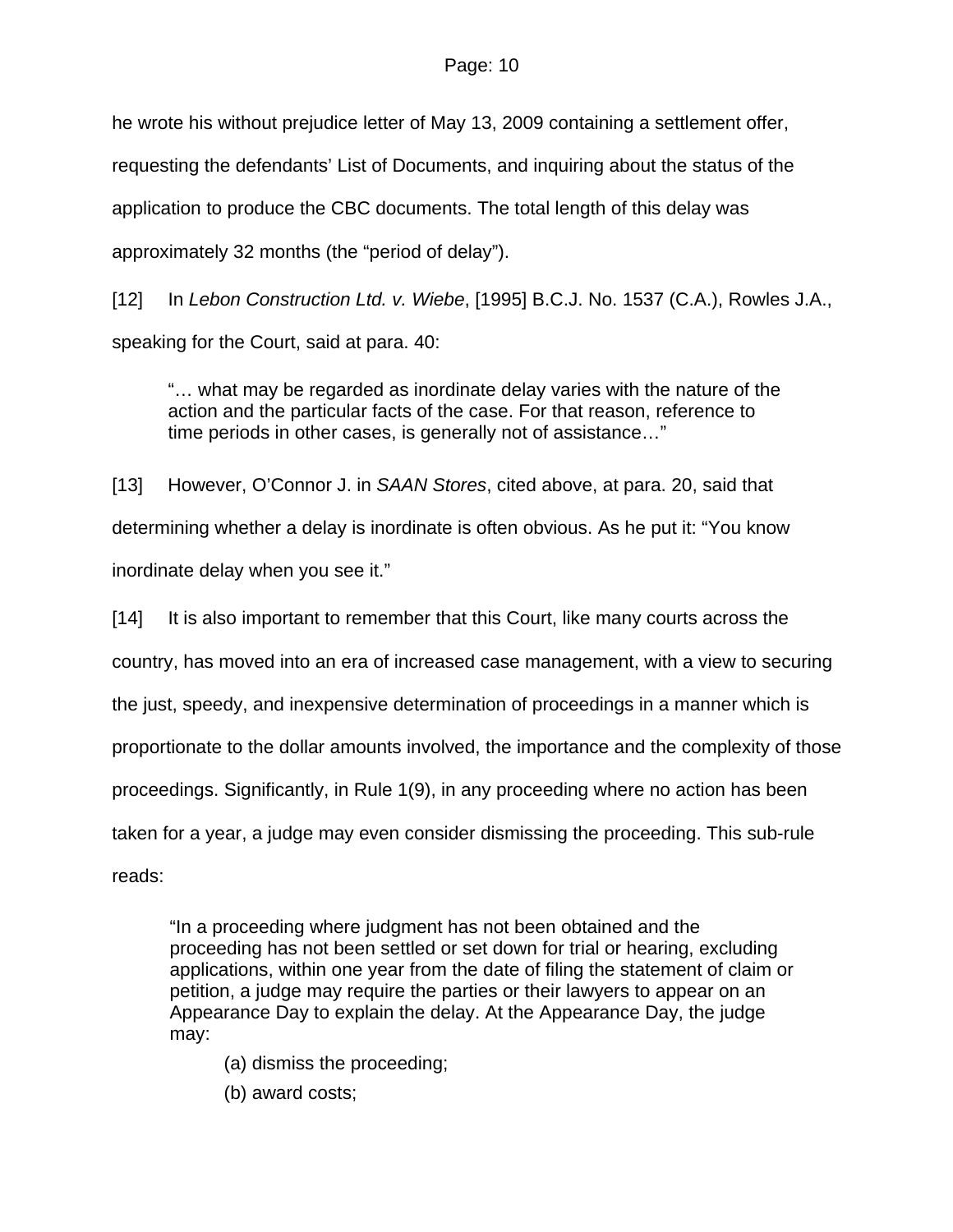he wrote his without prejudice letter of May 13, 2009 containing a settlement offer, requesting the defendants' List of Documents, and inquiring about the status of the application to produce the CBC documents. The total length of this delay was approximately 32 months (the "period of delay").

[12] In *Lebon Construction Ltd. v. Wiebe*, [1995] B.C.J. No. 1537 (C.A.), Rowles J.A., speaking for the Court, said at para. 40:

> "… what may be regarded as inordinate delay varies with the nature of the action and the particular facts of the case. For that reason, reference to time periods in other cases, is generally not of assistance…"

[13] However, O'Connor J. in *SAAN Stores*, cited above, at para. 20, said that determining whether a delay is inordinate is often obvious. As he put it: "You know inordinate delay when you see it."

[14] It is also important to remember that this Court, like many courts across the country, has moved into an era of increased case management, with a view to securing the just, speedy, and inexpensive determination of proceedings in a manner which is proportionate to the dollar amounts involved, the importance and the complexity of those proceedings. Significantly, in Rule 1(9), in any proceeding where no action has been taken for a year, a judge may even consider dismissing the proceeding. This sub-rule reads:

> "In a proceeding where judgment has not been obtained and the proceeding has not been settled or set down for trial or hearing, excluding applications, within one year from the date of filing the statement of claim or petition, a judge may require the parties or their lawyers to appear on an Appearance Day to explain the delay. At the Appearance Day, the judge may:
>
> (a) dismiss the proceeding;
>
> (b) award costs;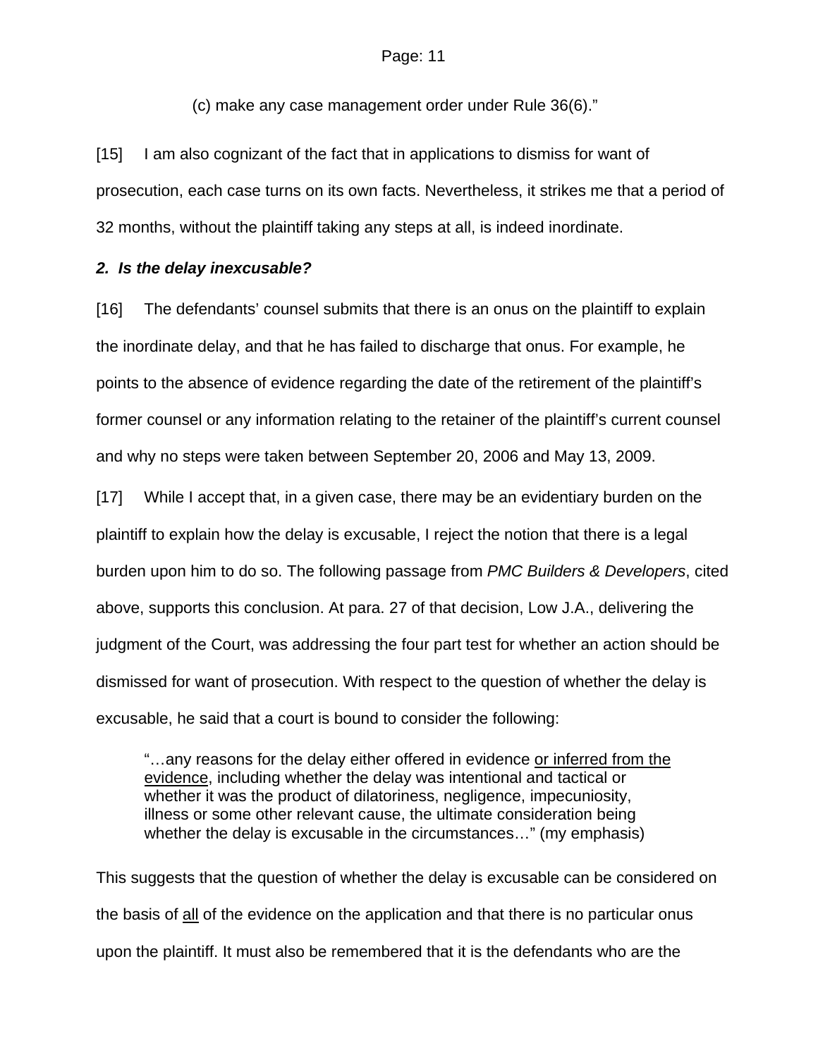(c) make any case management order under Rule 36(6)."

[15] I am also cognizant of the fact that in applications to dismiss for want of prosecution, each case turns on its own facts. Nevertheless, it strikes me that a period of 32 months, without the plaintiff taking any steps at all, is indeed inordinate.

***2. Is the delay inexcusable?***

[16] The defendants' counsel submits that there is an onus on the plaintiff to explain the inordinate delay, and that he has failed to discharge that onus. For example, he points to the absence of evidence regarding the date of the retirement of the plaintiff's former counsel or any information relating to the retainer of the plaintiff's current counsel and why no steps were taken between September 20, 2006 and May 13, 2009.

[17] While I accept that, in a given case, there may be an evidentiary burden on the plaintiff to explain how the delay is excusable, I reject the notion that there is a legal burden upon him to do so. The following passage from *PMC Builders & Developers*, cited above, supports this conclusion. At para. 27 of that decision, Low J.A., delivering the judgment of the Court, was addressing the four part test for whether an action should be dismissed for want of prosecution. With respect to the question of whether the delay is excusable, he said that a court is bound to consider the following:

> "…any reasons for the delay either offered in evidence <u>or inferred from the evidence</u>, including whether the delay was intentional and tactical or whether it was the product of dilatoriness, negligence, impecuniosity, illness or some other relevant cause, the ultimate consideration being whether the delay is excusable in the circumstances…" (my emphasis)

This suggests that the question of whether the delay is excusable can be considered on the basis of <u>all</u> of the evidence on the application and that there is no particular onus upon the plaintiff. It must also be remembered that it is the defendants who are the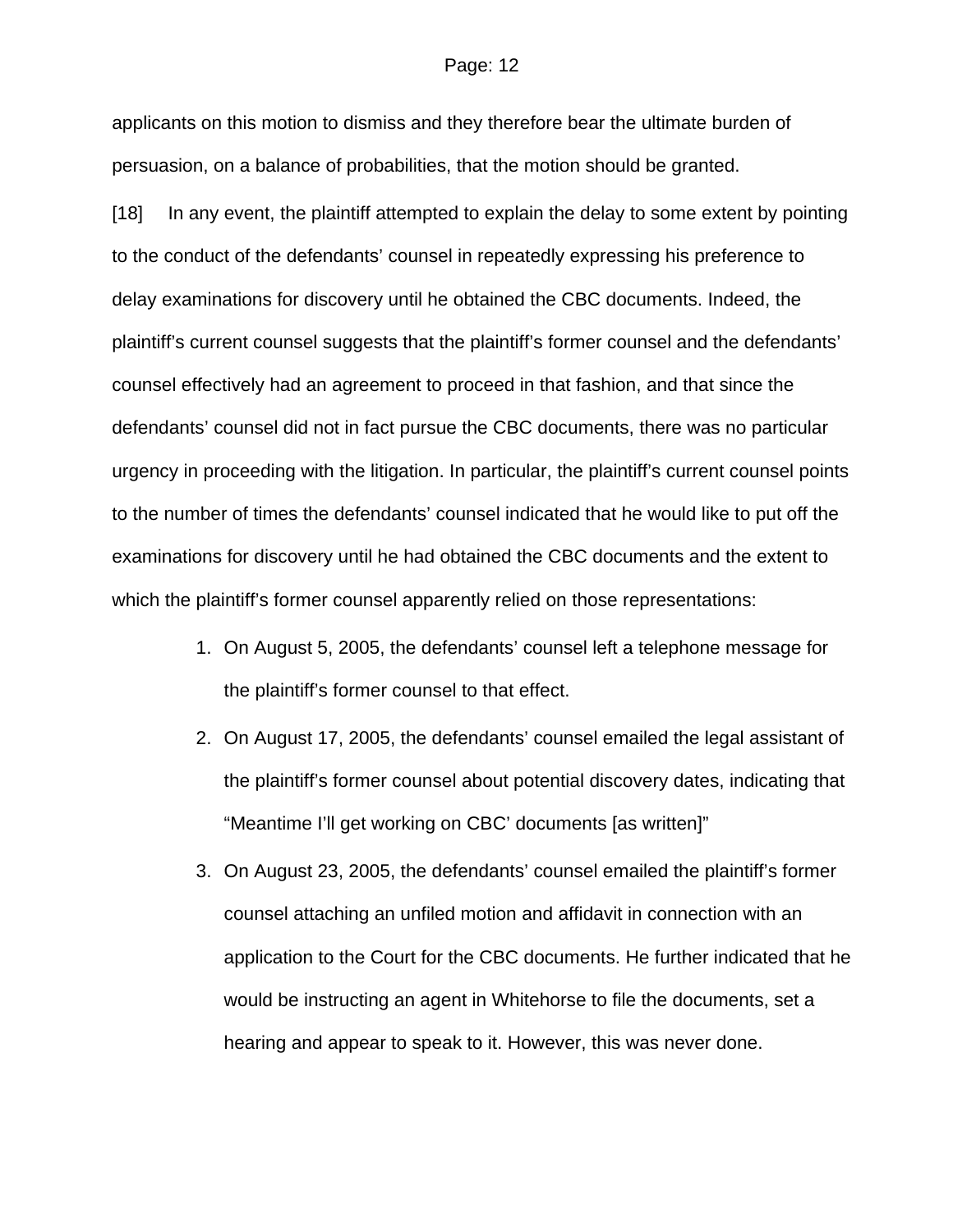applicants on this motion to dismiss and they therefore bear the ultimate burden of persuasion, on a balance of probabilities, that the motion should be granted.

[18] In any event, the plaintiff attempted to explain the delay to some extent by pointing to the conduct of the defendants' counsel in repeatedly expressing his preference to delay examinations for discovery until he obtained the CBC documents. Indeed, the plaintiff's current counsel suggests that the plaintiff's former counsel and the defendants' counsel effectively had an agreement to proceed in that fashion, and that since the defendants' counsel did not in fact pursue the CBC documents, there was no particular urgency in proceeding with the litigation. In particular, the plaintiff's current counsel points to the number of times the defendants' counsel indicated that he would like to put off the examinations for discovery until he had obtained the CBC documents and the extent to which the plaintiff's former counsel apparently relied on those representations:

1. On August 5, 2005, the defendants' counsel left a telephone message for the plaintiff's former counsel to that effect.
2. On August 17, 2005, the defendants' counsel emailed the legal assistant of the plaintiff's former counsel about potential discovery dates, indicating that "Meantime I'll get working on CBC' documents [as written]"
3. On August 23, 2005, the defendants' counsel emailed the plaintiff's former counsel attaching an unfiled motion and affidavit in connection with an application to the Court for the CBC documents. He further indicated that he would be instructing an agent in Whitehorse to file the documents, set a hearing and appear to speak to it. However, this was never done.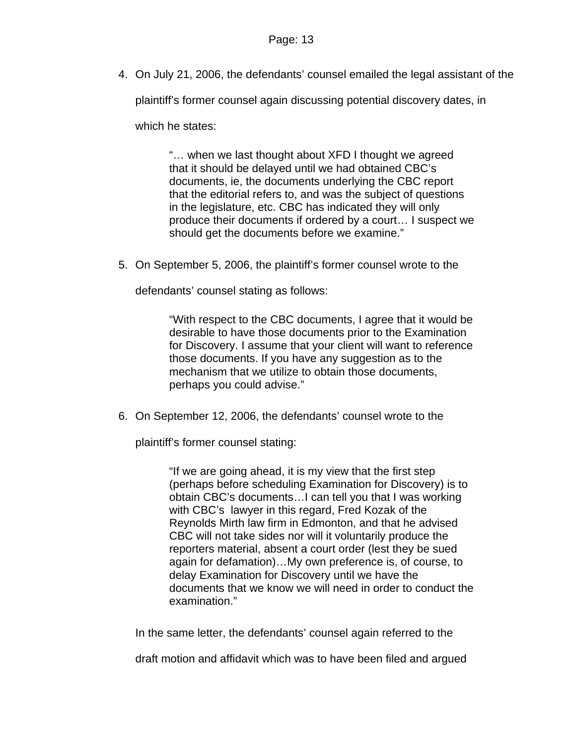4. On July 21, 2006, the defendants' counsel emailed the legal assistant of the plaintiff's former counsel again discussing potential discovery dates, in which he states:

   > "… when we last thought about XFD I thought we agreed that it should be delayed until we had obtained CBC's documents, ie, the documents underlying the CBC report that the editorial refers to, and was the subject of questions in the legislature, etc. CBC has indicated they will only produce their documents if ordered by a court… I suspect we should get the documents before we examine."

5. On September 5, 2006, the plaintiff's former counsel wrote to the defendants' counsel stating as follows:

   > "With respect to the CBC documents, I agree that it would be desirable to have those documents prior to the Examination for Discovery. I assume that your client will want to reference those documents. If you have any suggestion as to the mechanism that we utilize to obtain those documents, perhaps you could advise."

6. On September 12, 2006, the defendants' counsel wrote to the plaintiff's former counsel stating:

   > "If we are going ahead, it is my view that the first step (perhaps before scheduling Examination for Discovery) is to obtain CBC's documents…I can tell you that I was working with CBC's lawyer in this regard, Fred Kozak of the Reynolds Mirth law firm in Edmonton, and that he advised CBC will not take sides nor will it voluntarily produce the reporters material, absent a court order (lest they be sued again for defamation)…My own preference is, of course, to delay Examination for Discovery until we have the documents that we know we will need in order to conduct the examination."

   In the same letter, the defendants' counsel again referred to the draft motion and affidavit which was to have been filed and argued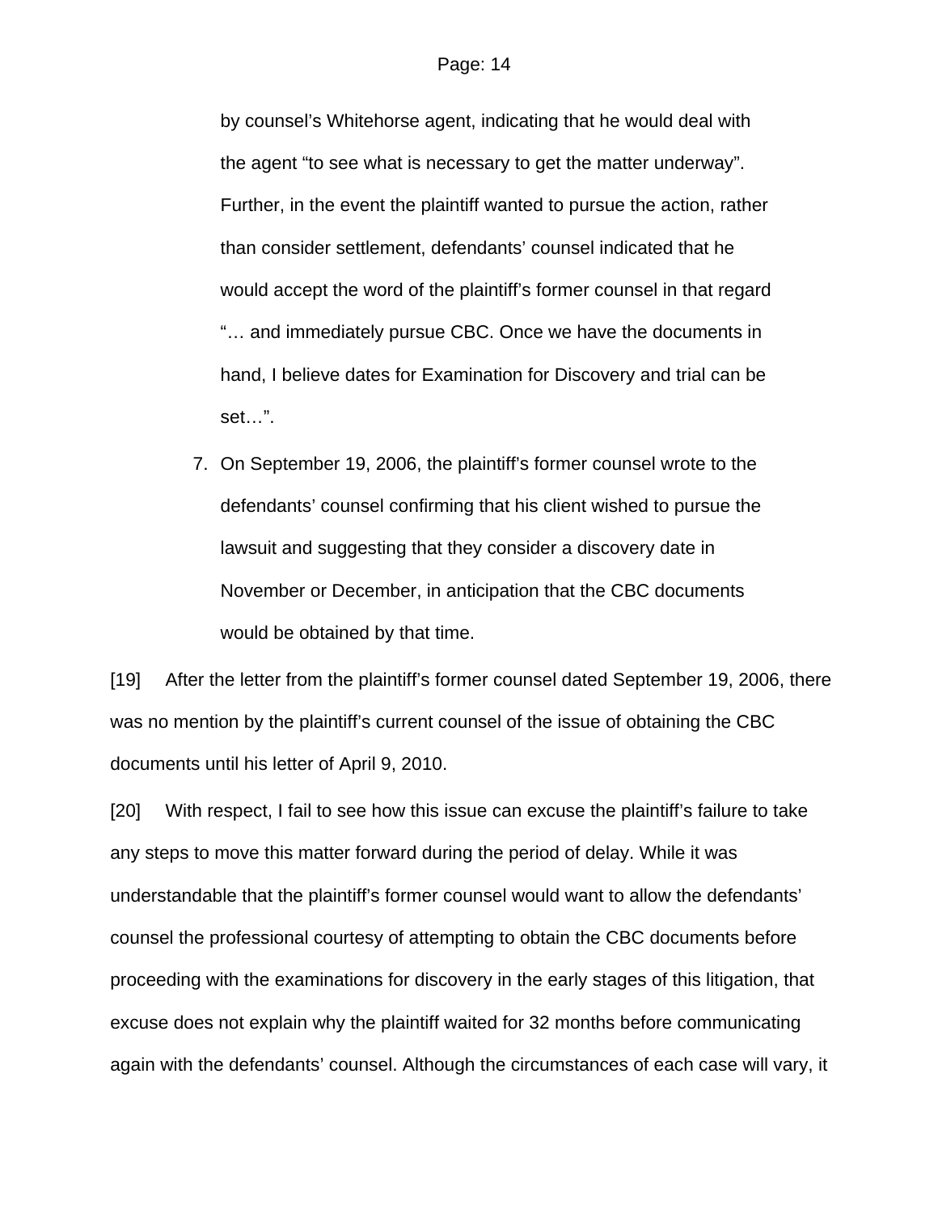by counsel's Whitehorse agent, indicating that he would deal with the agent "to see what is necessary to get the matter underway". Further, in the event the plaintiff wanted to pursue the action, rather than consider settlement, defendants' counsel indicated that he would accept the word of the plaintiff's former counsel in that regard "… and immediately pursue CBC. Once we have the documents in hand, I believe dates for Examination for Discovery and trial can be set…".

7. On September 19, 2006, the plaintiff's former counsel wrote to the defendants' counsel confirming that his client wished to pursue the lawsuit and suggesting that they consider a discovery date in November or December, in anticipation that the CBC documents would be obtained by that time.

[19] After the letter from the plaintiff's former counsel dated September 19, 2006, there was no mention by the plaintiff's current counsel of the issue of obtaining the CBC documents until his letter of April 9, 2010.

[20] With respect, I fail to see how this issue can excuse the plaintiff's failure to take any steps to move this matter forward during the period of delay. While it was understandable that the plaintiff's former counsel would want to allow the defendants' counsel the professional courtesy of attempting to obtain the CBC documents before proceeding with the examinations for discovery in the early stages of this litigation, that excuse does not explain why the plaintiff waited for 32 months before communicating again with the defendants' counsel. Although the circumstances of each case will vary, it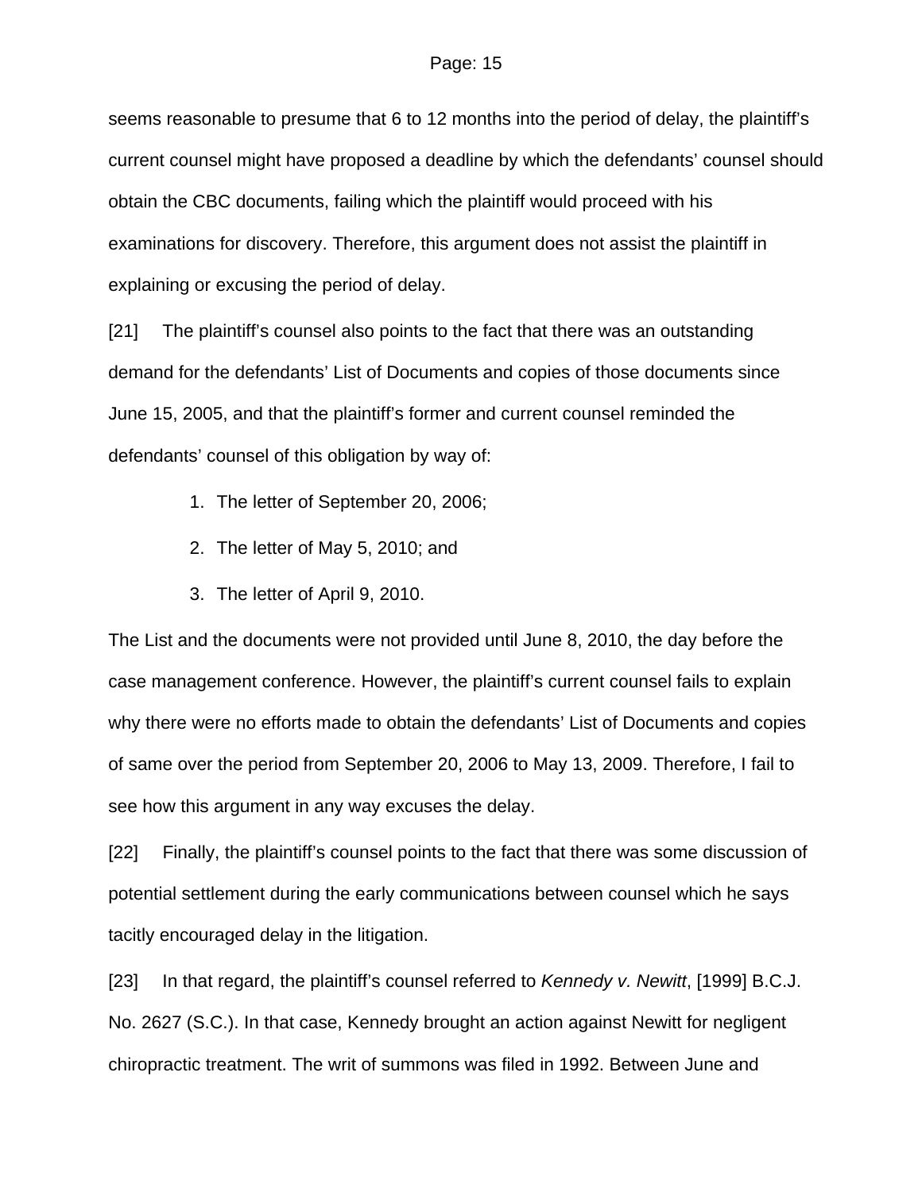seems reasonable to presume that 6 to 12 months into the period of delay, the plaintiff's current counsel might have proposed a deadline by which the defendants' counsel should obtain the CBC documents, failing which the plaintiff would proceed with his examinations for discovery. Therefore, this argument does not assist the plaintiff in explaining or excusing the period of delay.

[21] The plaintiff's counsel also points to the fact that there was an outstanding demand for the defendants' List of Documents and copies of those documents since June 15, 2005, and that the plaintiff's former and current counsel reminded the defendants' counsel of this obligation by way of:

1. The letter of September 20, 2006;
2. The letter of May 5, 2010; and
3. The letter of April 9, 2010.

The List and the documents were not provided until June 8, 2010, the day before the case management conference. However, the plaintiff's current counsel fails to explain why there were no efforts made to obtain the defendants' List of Documents and copies of same over the period from September 20, 2006 to May 13, 2009. Therefore, I fail to see how this argument in any way excuses the delay.

[22] Finally, the plaintiff's counsel points to the fact that there was some discussion of potential settlement during the early communications between counsel which he says tacitly encouraged delay in the litigation.

[23] In that regard, the plaintiff's counsel referred to *Kennedy v. Newitt*, [1999] B.C.J. No. 2627 (S.C.). In that case, Kennedy brought an action against Newitt for negligent chiropractic treatment. The writ of summons was filed in 1992. Between June and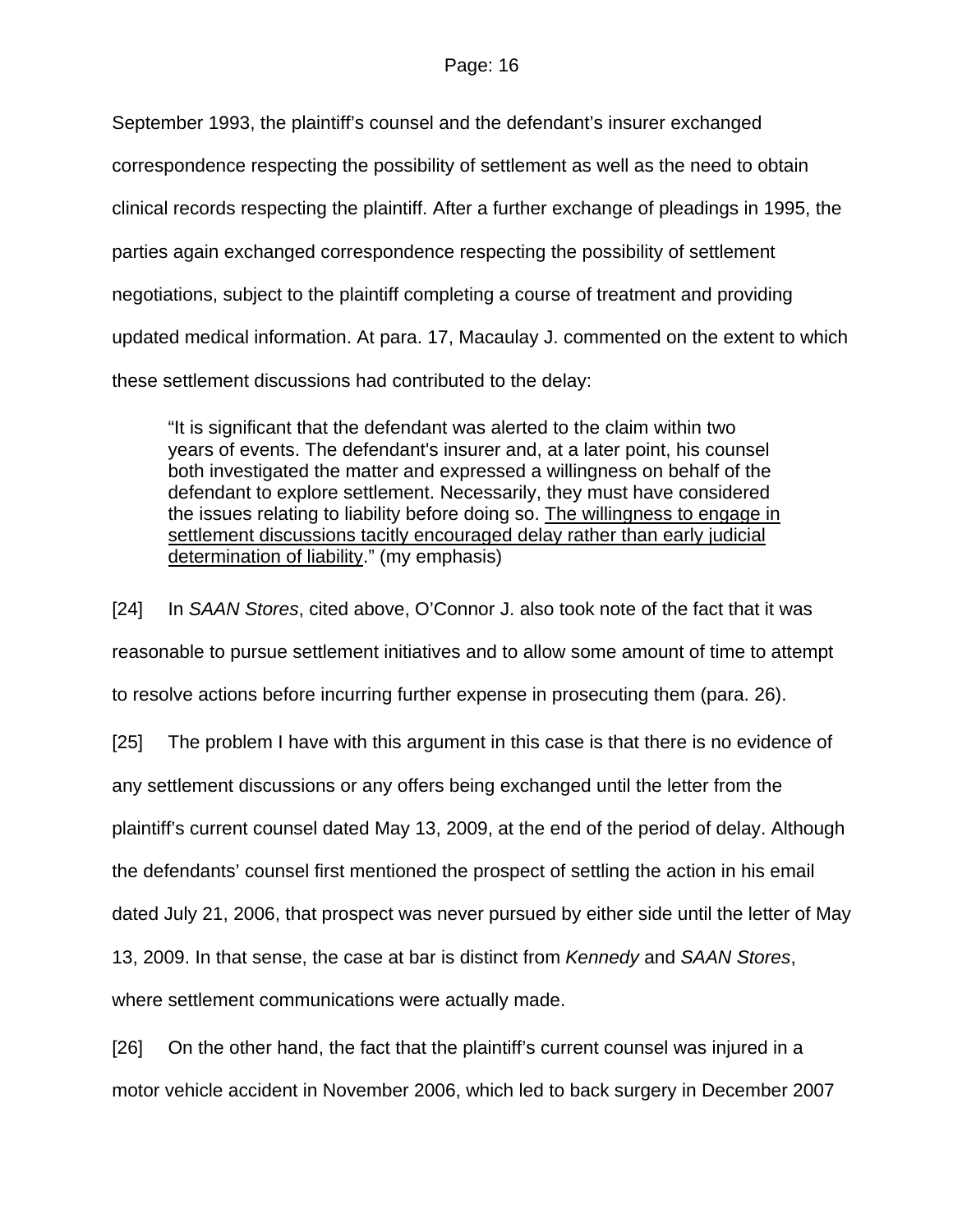September 1993, the plaintiff's counsel and the defendant's insurer exchanged correspondence respecting the possibility of settlement as well as the need to obtain clinical records respecting the plaintiff. After a further exchange of pleadings in 1995, the parties again exchanged correspondence respecting the possibility of settlement negotiations, subject to the plaintiff completing a course of treatment and providing updated medical information. At para. 17, Macaulay J. commented on the extent to which these settlement discussions had contributed to the delay:

> "It is significant that the defendant was alerted to the claim within two years of events. The defendant's insurer and, at a later point, his counsel both investigated the matter and expressed a willingness on behalf of the defendant to explore settlement. Necessarily, they must have considered the issues relating to liability before doing so. <u>The willingness to engage in settlement discussions tacitly encouraged delay rather than early judicial determination of liability</u>." (my emphasis)

[24] In *SAAN Stores*, cited above, O'Connor J. also took note of the fact that it was reasonable to pursue settlement initiatives and to allow some amount of time to attempt to resolve actions before incurring further expense in prosecuting them (para. 26).

[25] The problem I have with this argument in this case is that there is no evidence of any settlement discussions or any offers being exchanged until the letter from the plaintiff's current counsel dated May 13, 2009, at the end of the period of delay. Although the defendants' counsel first mentioned the prospect of settling the action in his email dated July 21, 2006, that prospect was never pursued by either side until the letter of May 13, 2009. In that sense, the case at bar is distinct from *Kennedy* and *SAAN Stores*, where settlement communications were actually made.

[26] On the other hand, the fact that the plaintiff's current counsel was injured in a motor vehicle accident in November 2006, which led to back surgery in December 2007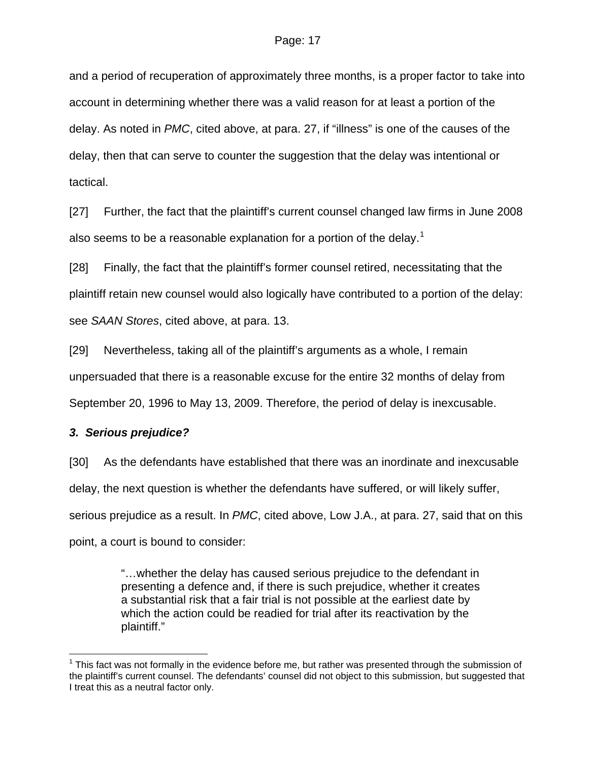and a period of recuperation of approximately three months, is a proper factor to take into account in determining whether there was a valid reason for at least a portion of the delay. As noted in *PMC*, cited above, at para. 27, if “illness” is one of the causes of the delay, then that can serve to counter the suggestion that the delay was intentional or tactical.

[27] Further, the fact that the plaintiff’s current counsel changed law firms in June 2008 also seems to be a reasonable explanation for a portion of the delay.[1]

[28] Finally, the fact that the plaintiff’s former counsel retired, necessitating that the plaintiff retain new counsel would also logically have contributed to a portion of the delay: see *SAAN Stores*, cited above, at para. 13.

[29] Nevertheless, taking all of the plaintiff’s arguments as a whole, I remain unpersuaded that there is a reasonable excuse for the entire 32 months of delay from September 20, 1996 to May 13, 2009. Therefore, the period of delay is inexcusable.

### *3. Serious prejudice?*

[30] As the defendants have established that there was an inordinate and inexcusable delay, the next question is whether the defendants have suffered, or will likely suffer, serious prejudice as a result. In *PMC*, cited above, Low J.A., at para. 27, said that on this point, a court is bound to consider:

> “…whether the delay has caused serious prejudice to the defendant in presenting a defence and, if there is such prejudice, whether it creates a substantial risk that a fair trial is not possible at the earliest date by which the action could be readied for trial after its reactivation by the plaintiff.”

---

[1] This fact was not formally in the evidence before me, but rather was presented through the submission of the plaintiff’s current counsel. The defendants’ counsel did not object to this submission, but suggested that I treat this as a neutral factor only.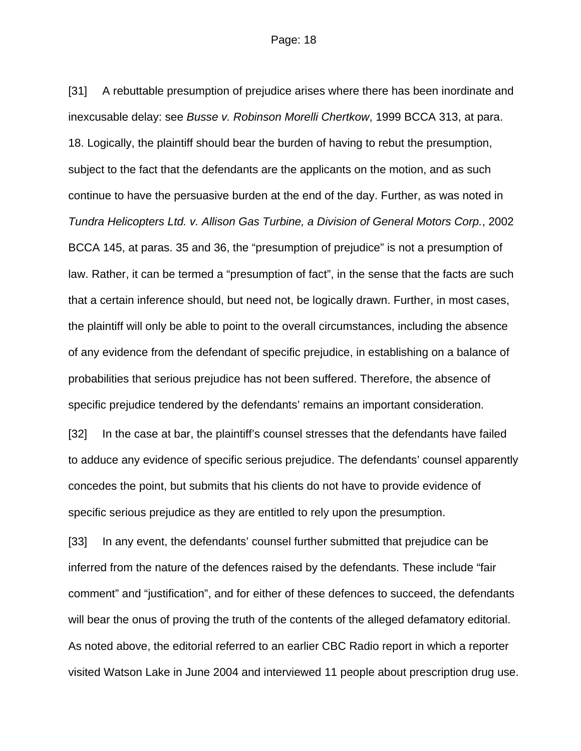[31] A rebuttable presumption of prejudice arises where there has been inordinate and inexcusable delay: see *Busse v. Robinson Morelli Chertkow*, 1999 BCCA 313, at para. 18. Logically, the plaintiff should bear the burden of having to rebut the presumption, subject to the fact that the defendants are the applicants on the motion, and as such continue to have the persuasive burden at the end of the day. Further, as was noted in *Tundra Helicopters Ltd. v. Allison Gas Turbine, a Division of General Motors Corp.*, 2002 BCCA 145, at paras. 35 and 36, the "presumption of prejudice" is not a presumption of law. Rather, it can be termed a "presumption of fact", in the sense that the facts are such that a certain inference should, but need not, be logically drawn. Further, in most cases, the plaintiff will only be able to point to the overall circumstances, including the absence of any evidence from the defendant of specific prejudice, in establishing on a balance of probabilities that serious prejudice has not been suffered. Therefore, the absence of specific prejudice tendered by the defendants' remains an important consideration.

[32] In the case at bar, the plaintiff's counsel stresses that the defendants have failed to adduce any evidence of specific serious prejudice. The defendants' counsel apparently concedes the point, but submits that his clients do not have to provide evidence of specific serious prejudice as they are entitled to rely upon the presumption.

[33] In any event, the defendants' counsel further submitted that prejudice can be inferred from the nature of the defences raised by the defendants. These include "fair comment" and "justification", and for either of these defences to succeed, the defendants will bear the onus of proving the truth of the contents of the alleged defamatory editorial. As noted above, the editorial referred to an earlier CBC Radio report in which a reporter visited Watson Lake in June 2004 and interviewed 11 people about prescription drug use.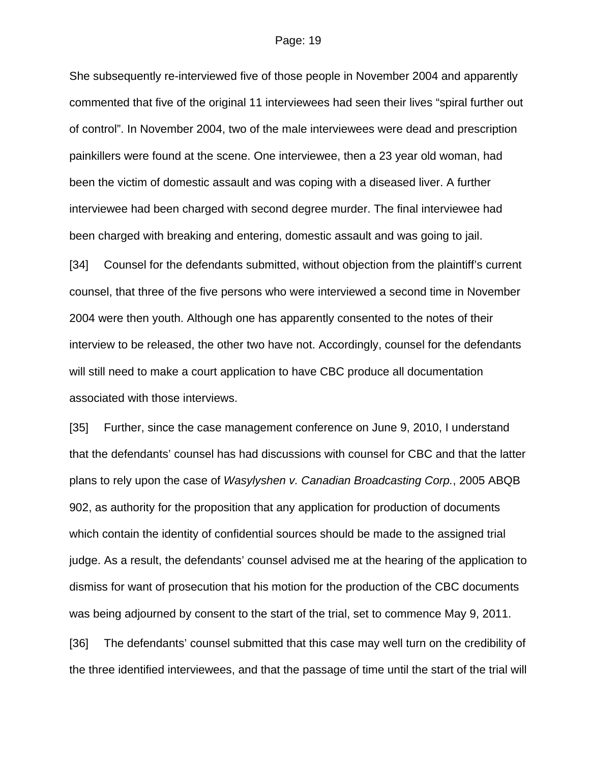She subsequently re-interviewed five of those people in November 2004 and apparently commented that five of the original 11 interviewees had seen their lives "spiral further out of control". In November 2004, two of the male interviewees were dead and prescription painkillers were found at the scene. One interviewee, then a 23 year old woman, had been the victim of domestic assault and was coping with a diseased liver. A further interviewee had been charged with second degree murder. The final interviewee had been charged with breaking and entering, domestic assault and was going to jail.

[34] Counsel for the defendants submitted, without objection from the plaintiff's current counsel, that three of the five persons who were interviewed a second time in November 2004 were then youth. Although one has apparently consented to the notes of their interview to be released, the other two have not. Accordingly, counsel for the defendants will still need to make a court application to have CBC produce all documentation associated with those interviews.

[35] Further, since the case management conference on June 9, 2010, I understand that the defendants' counsel has had discussions with counsel for CBC and that the latter plans to rely upon the case of *Wasylyshen v. Canadian Broadcasting Corp.*, 2005 ABQB 902, as authority for the proposition that any application for production of documents which contain the identity of confidential sources should be made to the assigned trial judge. As a result, the defendants' counsel advised me at the hearing of the application to dismiss for want of prosecution that his motion for the production of the CBC documents was being adjourned by consent to the start of the trial, set to commence May 9, 2011.

[36] The defendants' counsel submitted that this case may well turn on the credibility of the three identified interviewees, and that the passage of time until the start of the trial will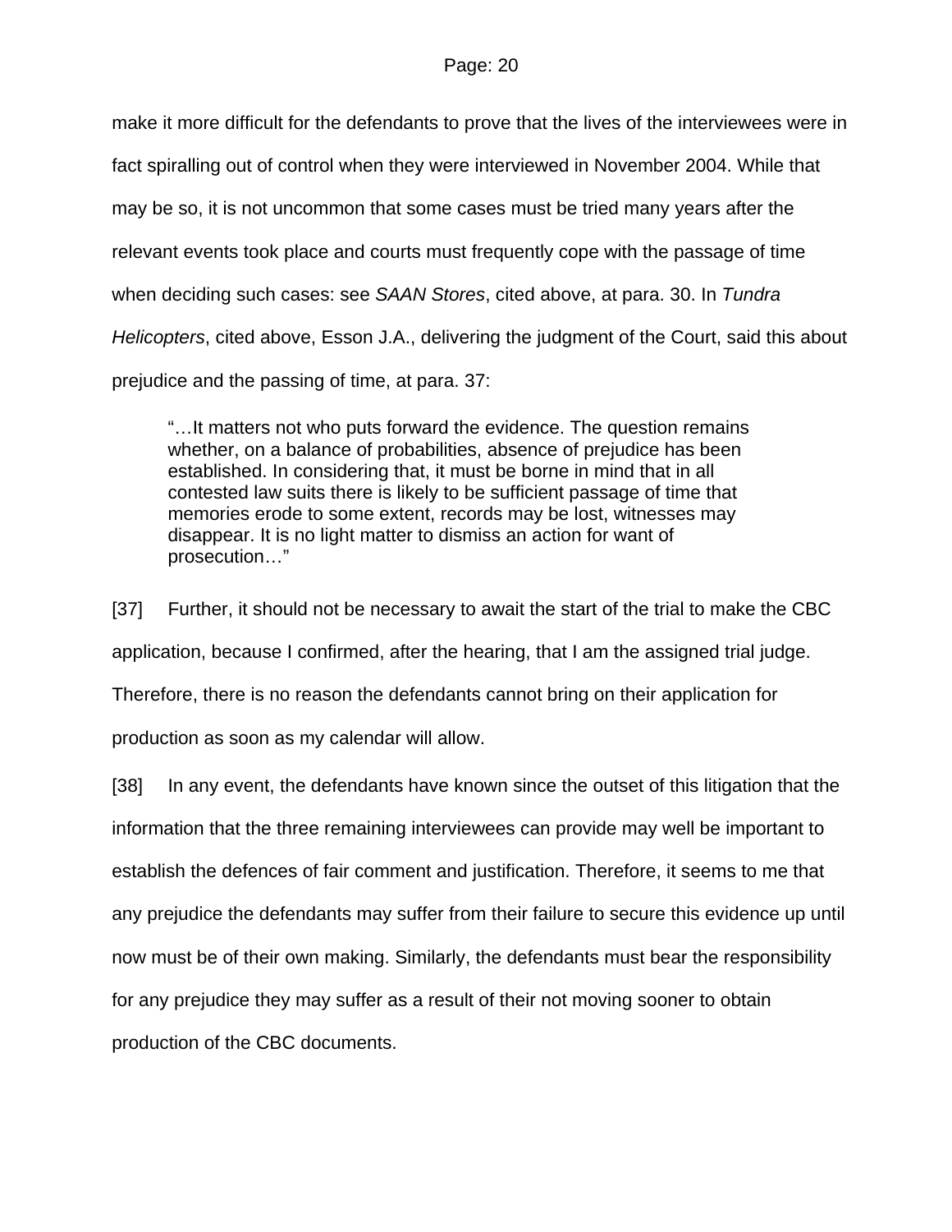make it more difficult for the defendants to prove that the lives of the interviewees were in fact spiralling out of control when they were interviewed in November 2004. While that may be so, it is not uncommon that some cases must be tried many years after the relevant events took place and courts must frequently cope with the passage of time when deciding such cases: see *SAAN Stores*, cited above, at para. 30. In *Tundra Helicopters*, cited above, Esson J.A., delivering the judgment of the Court, said this about prejudice and the passing of time, at para. 37:

> "…It matters not who puts forward the evidence. The question remains whether, on a balance of probabilities, absence of prejudice has been established. In considering that, it must be borne in mind that in all contested law suits there is likely to be sufficient passage of time that memories erode to some extent, records may be lost, witnesses may disappear. It is no light matter to dismiss an action for want of prosecution…"

[37] Further, it should not be necessary to await the start of the trial to make the CBC application, because I confirmed, after the hearing, that I am the assigned trial judge. Therefore, there is no reason the defendants cannot bring on their application for production as soon as my calendar will allow.

[38] In any event, the defendants have known since the outset of this litigation that the information that the three remaining interviewees can provide may well be important to establish the defences of fair comment and justification. Therefore, it seems to me that any prejudice the defendants may suffer from their failure to secure this evidence up until now must be of their own making. Similarly, the defendants must bear the responsibility for any prejudice they may suffer as a result of their not moving sooner to obtain production of the CBC documents.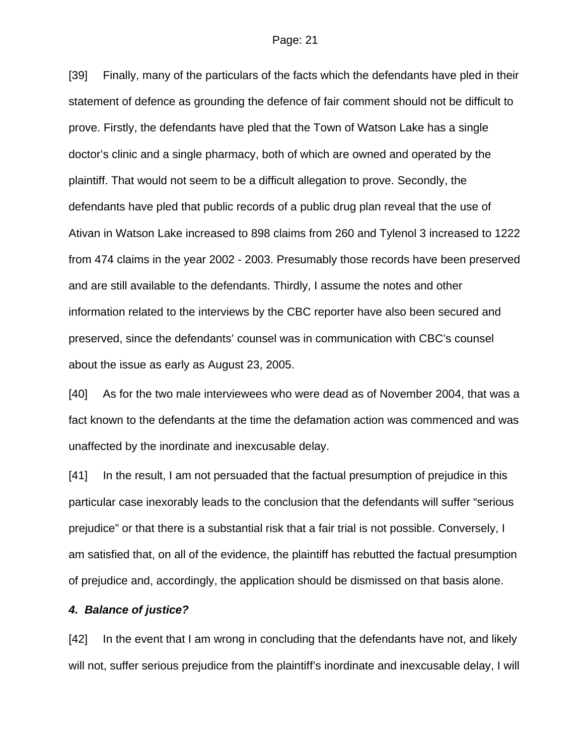[39] Finally, many of the particulars of the facts which the defendants have pled in their statement of defence as grounding the defence of fair comment should not be difficult to prove. Firstly, the defendants have pled that the Town of Watson Lake has a single doctor's clinic and a single pharmacy, both of which are owned and operated by the plaintiff. That would not seem to be a difficult allegation to prove. Secondly, the defendants have pled that public records of a public drug plan reveal that the use of Ativan in Watson Lake increased to 898 claims from 260 and Tylenol 3 increased to 1222 from 474 claims in the year 2002 - 2003. Presumably those records have been preserved and are still available to the defendants. Thirdly, I assume the notes and other information related to the interviews by the CBC reporter have also been secured and preserved, since the defendants' counsel was in communication with CBC's counsel about the issue as early as August 23, 2005.

[40] As for the two male interviewees who were dead as of November 2004, that was a fact known to the defendants at the time the defamation action was commenced and was unaffected by the inordinate and inexcusable delay.

[41] In the result, I am not persuaded that the factual presumption of prejudice in this particular case inexorably leads to the conclusion that the defendants will suffer "serious prejudice" or that there is a substantial risk that a fair trial is not possible. Conversely, I am satisfied that, on all of the evidence, the plaintiff has rebutted the factual presumption of prejudice and, accordingly, the application should be dismissed on that basis alone.

#### *4. Balance of justice?*

[42] In the event that I am wrong in concluding that the defendants have not, and likely will not, suffer serious prejudice from the plaintiff's inordinate and inexcusable delay, I will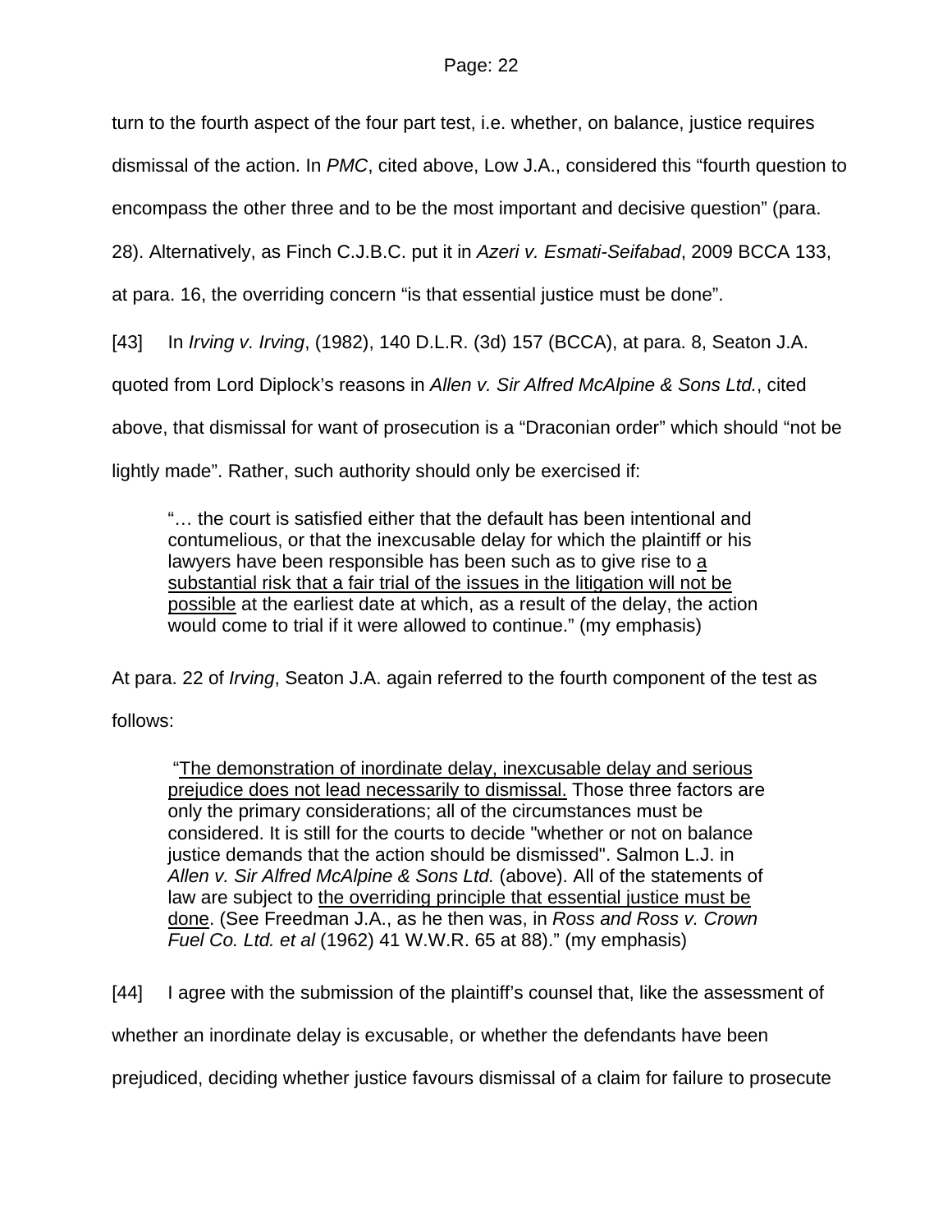turn to the fourth aspect of the four part test, i.e. whether, on balance, justice requires dismissal of the action. In *PMC*, cited above, Low J.A., considered this "fourth question to encompass the other three and to be the most important and decisive question" (para. 28). Alternatively, as Finch C.J.B.C. put it in *Azeri v. Esmati-Seifabad*, 2009 BCCA 133, at para. 16, the overriding concern "is that essential justice must be done".

[43] In *Irving v. Irving*, (1982), 140 D.L.R. (3d) 157 (BCCA), at para. 8, Seaton J.A. quoted from Lord Diplock's reasons in *Allen v. Sir Alfred McAlpine & Sons Ltd.*, cited above, that dismissal for want of prosecution is a "Draconian order" which should "not be lightly made". Rather, such authority should only be exercised if:

> "… the court is satisfied either that the default has been intentional and contumelious, or that the inexcusable delay for which the plaintiff or his lawyers have been responsible has been such as to give rise to <u>a substantial risk that a fair trial of the issues in the litigation will not be possible</u> at the earliest date at which, as a result of the delay, the action would come to trial if it were allowed to continue." (my emphasis)

At para. 22 of *Irving*, Seaton J.A. again referred to the fourth component of the test as follows:

> "<u>The demonstration of inordinate delay, inexcusable delay and serious prejudice does not lead necessarily to dismissal.</u> Those three factors are only the primary considerations; all of the circumstances must be considered. It is still for the courts to decide "whether or not on balance justice demands that the action should be dismissed". Salmon L.J. in *Allen v. Sir Alfred McAlpine & Sons Ltd.* (above). All of the statements of law are subject to <u>the overriding principle that essential justice must be done</u>. (See Freedman J.A., as he then was, in *Ross and Ross v. Crown Fuel Co. Ltd. et al* (1962) 41 W.W.R. 65 at 88)." (my emphasis)

[44] I agree with the submission of the plaintiff's counsel that, like the assessment of whether an inordinate delay is excusable, or whether the defendants have been prejudiced, deciding whether justice favours dismissal of a claim for failure to prosecute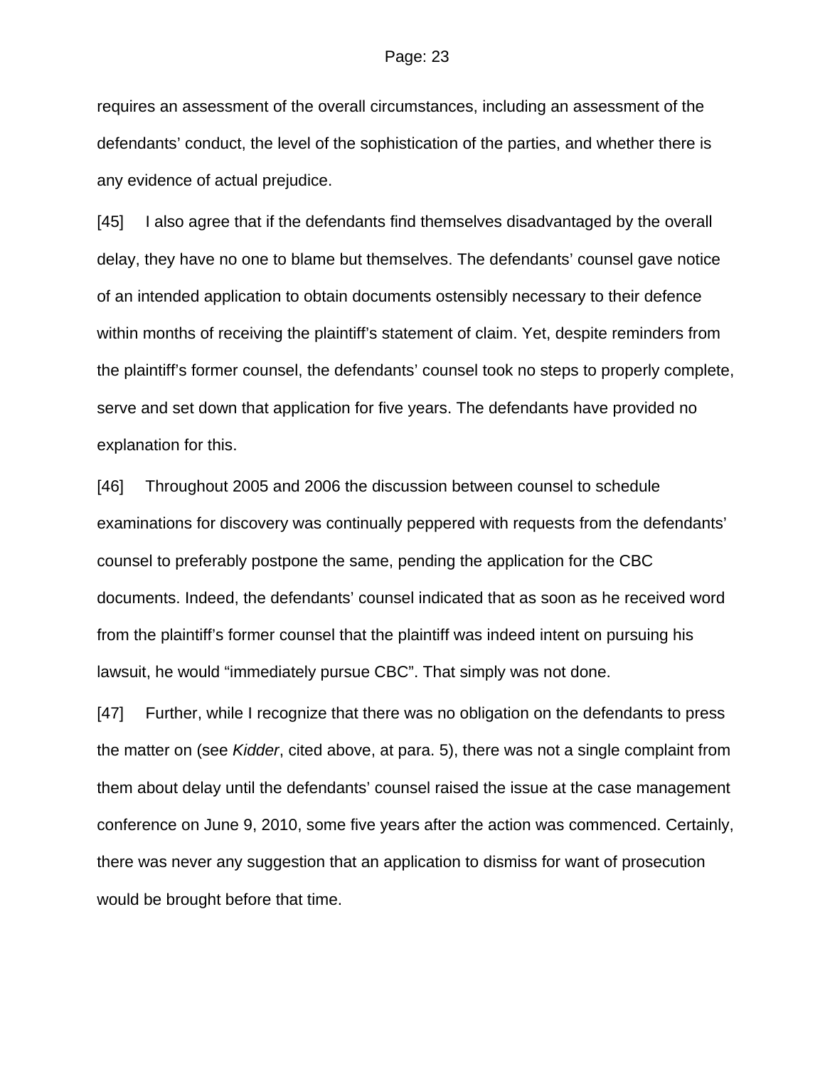requires an assessment of the overall circumstances, including an assessment of the defendants' conduct, the level of the sophistication of the parties, and whether there is any evidence of actual prejudice.

[45] I also agree that if the defendants find themselves disadvantaged by the overall delay, they have no one to blame but themselves. The defendants' counsel gave notice of an intended application to obtain documents ostensibly necessary to their defence within months of receiving the plaintiff's statement of claim. Yet, despite reminders from the plaintiff's former counsel, the defendants' counsel took no steps to properly complete, serve and set down that application for five years. The defendants have provided no explanation for this.

[46] Throughout 2005 and 2006 the discussion between counsel to schedule examinations for discovery was continually peppered with requests from the defendants' counsel to preferably postpone the same, pending the application for the CBC documents. Indeed, the defendants' counsel indicated that as soon as he received word from the plaintiff's former counsel that the plaintiff was indeed intent on pursuing his lawsuit, he would "immediately pursue CBC". That simply was not done.

[47] Further, while I recognize that there was no obligation on the defendants to press the matter on (see *Kidder*, cited above, at para. 5), there was not a single complaint from them about delay until the defendants' counsel raised the issue at the case management conference on June 9, 2010, some five years after the action was commenced. Certainly, there was never any suggestion that an application to dismiss for want of prosecution would be brought before that time.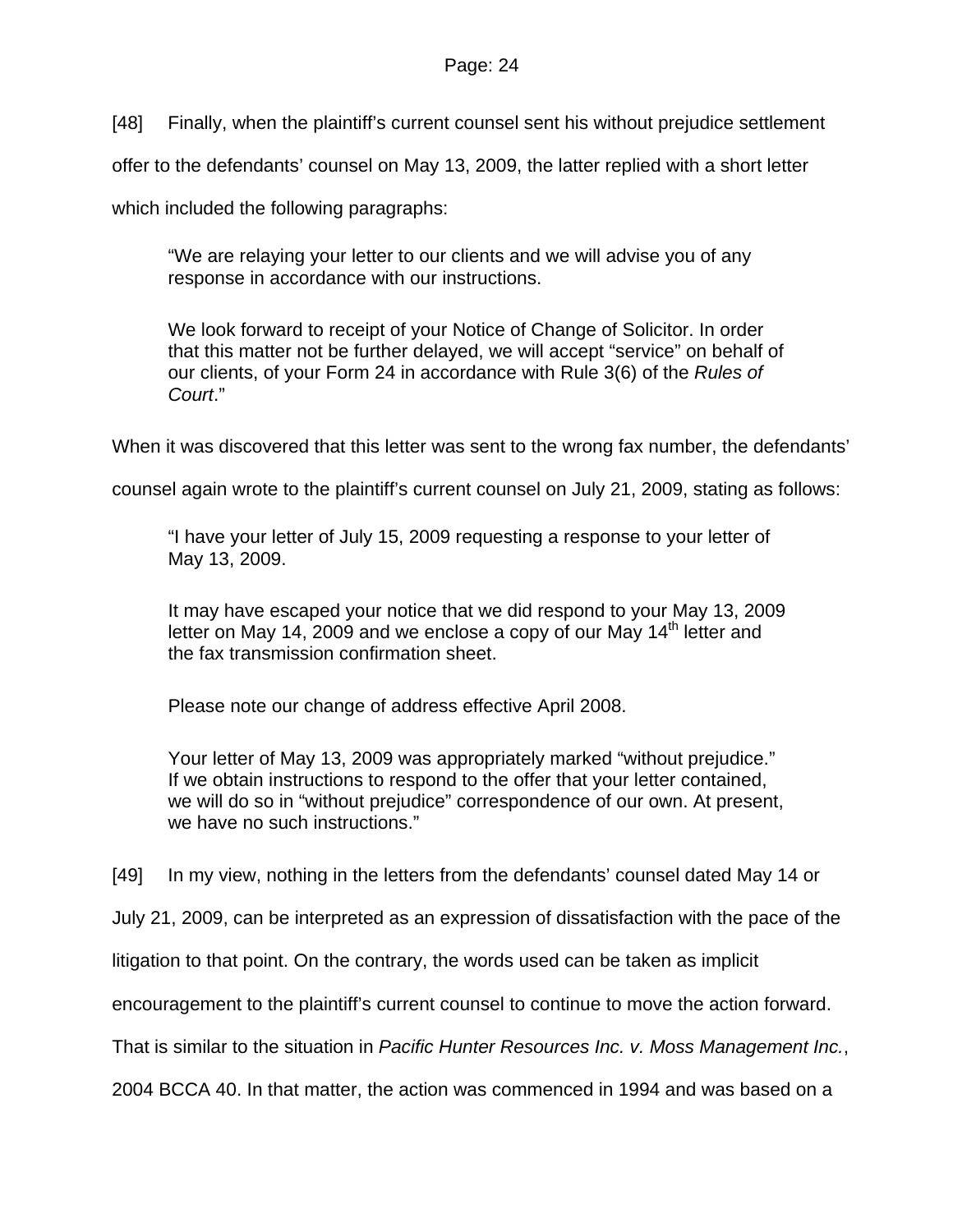[48] Finally, when the plaintiff's current counsel sent his without prejudice settlement offer to the defendants' counsel on May 13, 2009, the latter replied with a short letter which included the following paragraphs:

> "We are relaying your letter to our clients and we will advise you of any response in accordance with our instructions.
>
> We look forward to receipt of your Notice of Change of Solicitor. In order that this matter not be further delayed, we will accept "service" on behalf of our clients, of your Form 24 in accordance with Rule 3(6) of the *Rules of Court*."

When it was discovered that this letter was sent to the wrong fax number, the defendants' counsel again wrote to the plaintiff's current counsel on July 21, 2009, stating as follows:

> "I have your letter of July 15, 2009 requesting a response to your letter of May 13, 2009.
>
> It may have escaped your notice that we did respond to your May 13, 2009 letter on May 14, 2009 and we enclose a copy of our May 14th letter and the fax transmission confirmation sheet.
>
> Please note our change of address effective April 2008.
>
> Your letter of May 13, 2009 was appropriately marked "without prejudice." If we obtain instructions to respond to the offer that your letter contained, we will do so in "without prejudice" correspondence of our own. At present, we have no such instructions."

[49] In my view, nothing in the letters from the defendants' counsel dated May 14 or July 21, 2009, can be interpreted as an expression of dissatisfaction with the pace of the litigation to that point. On the contrary, the words used can be taken as implicit encouragement to the plaintiff's current counsel to continue to move the action forward. That is similar to the situation in *Pacific Hunter Resources Inc. v. Moss Management Inc.*, 2004 BCCA 40. In that matter, the action was commenced in 1994 and was based on a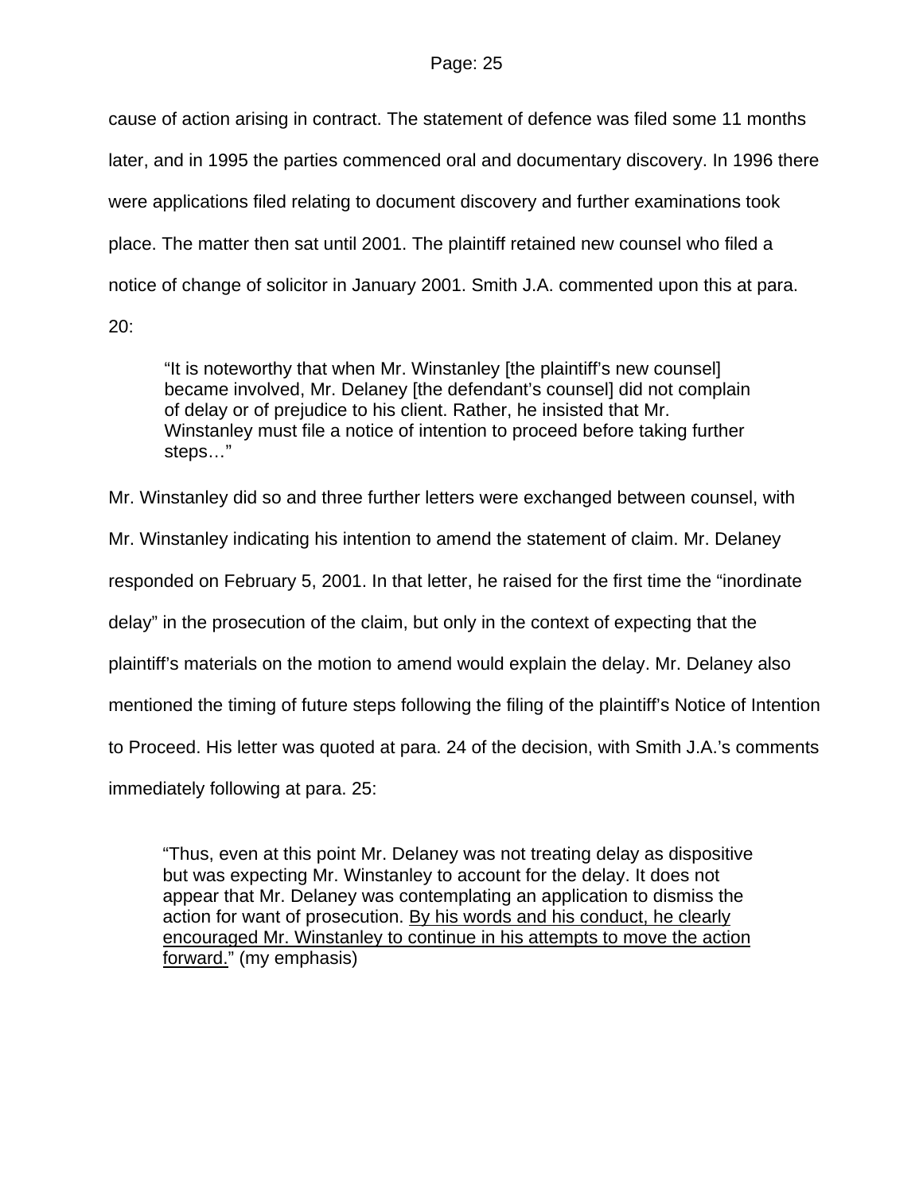cause of action arising in contract. The statement of defence was filed some 11 months later, and in 1995 the parties commenced oral and documentary discovery. In 1996 there were applications filed relating to document discovery and further examinations took place. The matter then sat until 2001. The plaintiff retained new counsel who filed a notice of change of solicitor in January 2001. Smith J.A. commented upon this at para. 20:

> "It is noteworthy that when Mr. Winstanley [the plaintiff's new counsel] became involved, Mr. Delaney [the defendant's counsel] did not complain of delay or of prejudice to his client. Rather, he insisted that Mr. Winstanley must file a notice of intention to proceed before taking further steps…"

Mr. Winstanley did so and three further letters were exchanged between counsel, with Mr. Winstanley indicating his intention to amend the statement of claim. Mr. Delaney responded on February 5, 2001. In that letter, he raised for the first time the "inordinate delay" in the prosecution of the claim, but only in the context of expecting that the plaintiff's materials on the motion to amend would explain the delay. Mr. Delaney also mentioned the timing of future steps following the filing of the plaintiff's Notice of Intention to Proceed. His letter was quoted at para. 24 of the decision, with Smith J.A.'s comments immediately following at para. 25:

> "Thus, even at this point Mr. Delaney was not treating delay as dispositive but was expecting Mr. Winstanley to account for the delay. It does not appear that Mr. Delaney was contemplating an application to dismiss the action for want of prosecution. <u>By his words and his conduct, he clearly encouraged Mr. Winstanley to continue in his attempts to move the action forward.</u>" (my emphasis)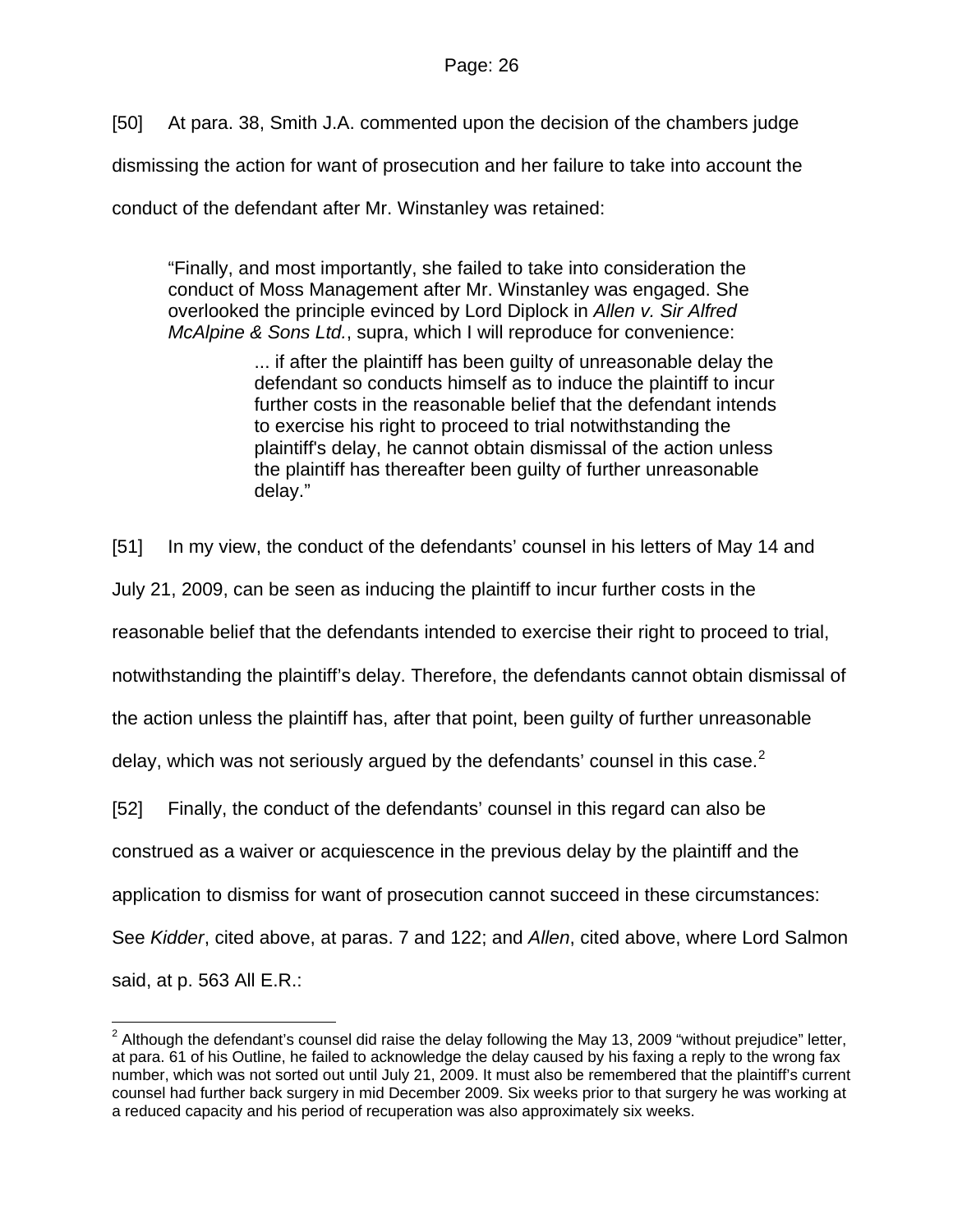[50] At para. 38, Smith J.A. commented upon the decision of the chambers judge dismissing the action for want of prosecution and her failure to take into account the conduct of the defendant after Mr. Winstanley was retained:

> "Finally, and most importantly, she failed to take into consideration the conduct of Moss Management after Mr. Winstanley was engaged. She overlooked the principle evinced by Lord Diplock in *Allen v. Sir Alfred McAlpine & Sons Ltd.*, supra, which I will reproduce for convenience:
>
> > ... if after the plaintiff has been guilty of unreasonable delay the defendant so conducts himself as to induce the plaintiff to incur further costs in the reasonable belief that the defendant intends to exercise his right to proceed to trial notwithstanding the plaintiff's delay, he cannot obtain dismissal of the action unless the plaintiff has thereafter been guilty of further unreasonable delay."

[51] In my view, the conduct of the defendants' counsel in his letters of May 14 and July 21, 2009, can be seen as inducing the plaintiff to incur further costs in the reasonable belief that the defendants intended to exercise their right to proceed to trial, notwithstanding the plaintiff's delay. Therefore, the defendants cannot obtain dismissal of the action unless the plaintiff has, after that point, been guilty of further unreasonable delay, which was not seriously argued by the defendants' counsel in this case.[2]

[52] Finally, the conduct of the defendants' counsel in this regard can also be construed as a waiver or acquiescence in the previous delay by the plaintiff and the application to dismiss for want of prosecution cannot succeed in these circumstances: See *Kidder*, cited above, at paras. 7 and 122; and *Allen*, cited above, where Lord Salmon said, at p. 563 All E.R.:

---

[2] Although the defendant's counsel did raise the delay following the May 13, 2009 "without prejudice" letter, at para. 61 of his Outline, he failed to acknowledge the delay caused by his faxing a reply to the wrong fax number, which was not sorted out until July 21, 2009. It must also be remembered that the plaintiff's current counsel had further back surgery in mid December 2009. Six weeks prior to that surgery he was working at a reduced capacity and his period of recuperation was also approximately six weeks.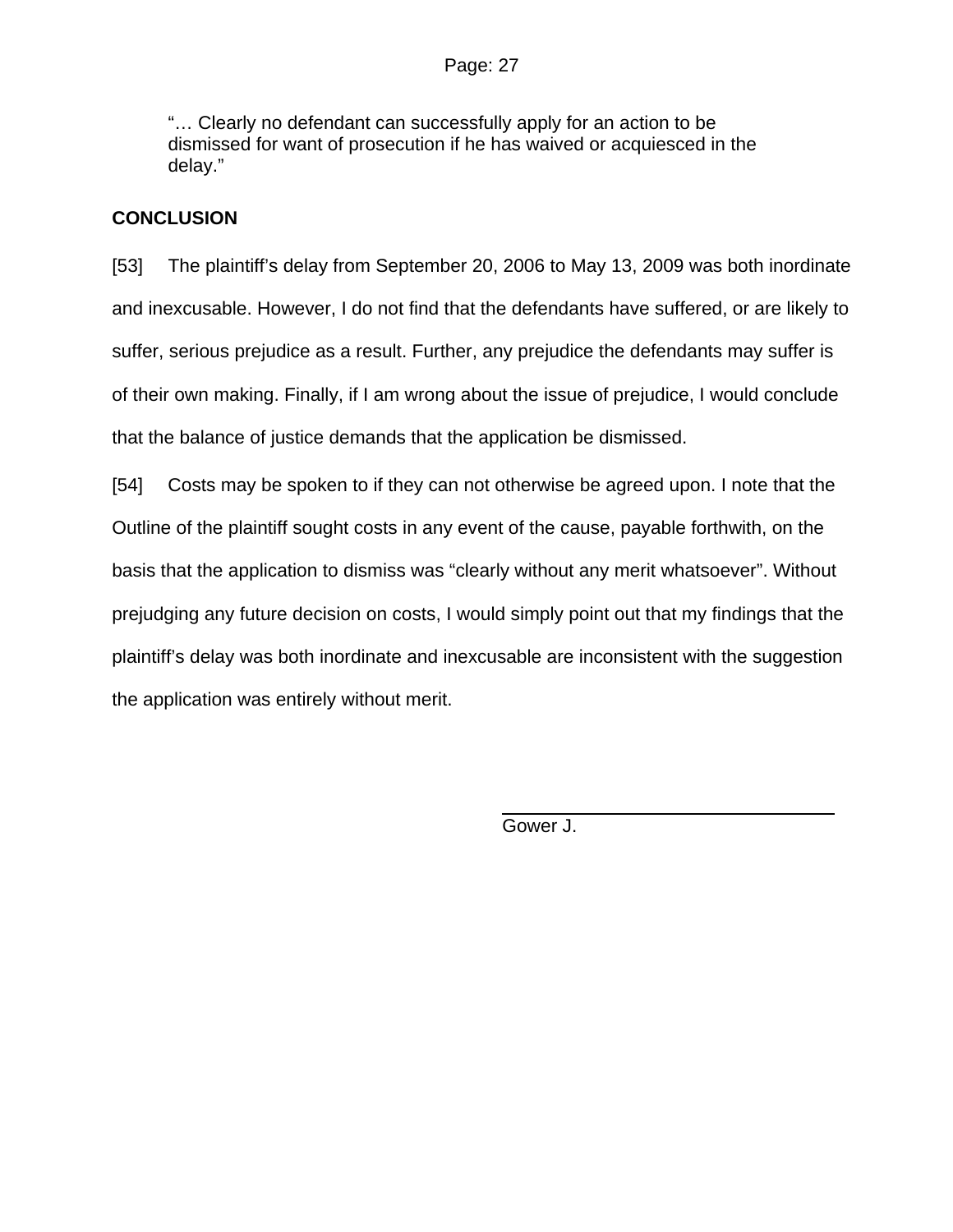> "… Clearly no defendant can successfully apply for an action to be dismissed for want of prosecution if he has waived or acquiesced in the delay."

**CONCLUSION**

[53] The plaintiff's delay from September 20, 2006 to May 13, 2009 was both inordinate and inexcusable. However, I do not find that the defendants have suffered, or are likely to suffer, serious prejudice as a result. Further, any prejudice the defendants may suffer is of their own making. Finally, if I am wrong about the issue of prejudice, I would conclude that the balance of justice demands that the application be dismissed.

[54] Costs may be spoken to if they can not otherwise be agreed upon. I note that the Outline of the plaintiff sought costs in any event of the cause, payable forthwith, on the basis that the application to dismiss was "clearly without any merit whatsoever". Without prejudging any future decision on costs, I would simply point out that my findings that the plaintiff's delay was both inordinate and inexcusable are inconsistent with the suggestion the application was entirely without merit.

Gower J.